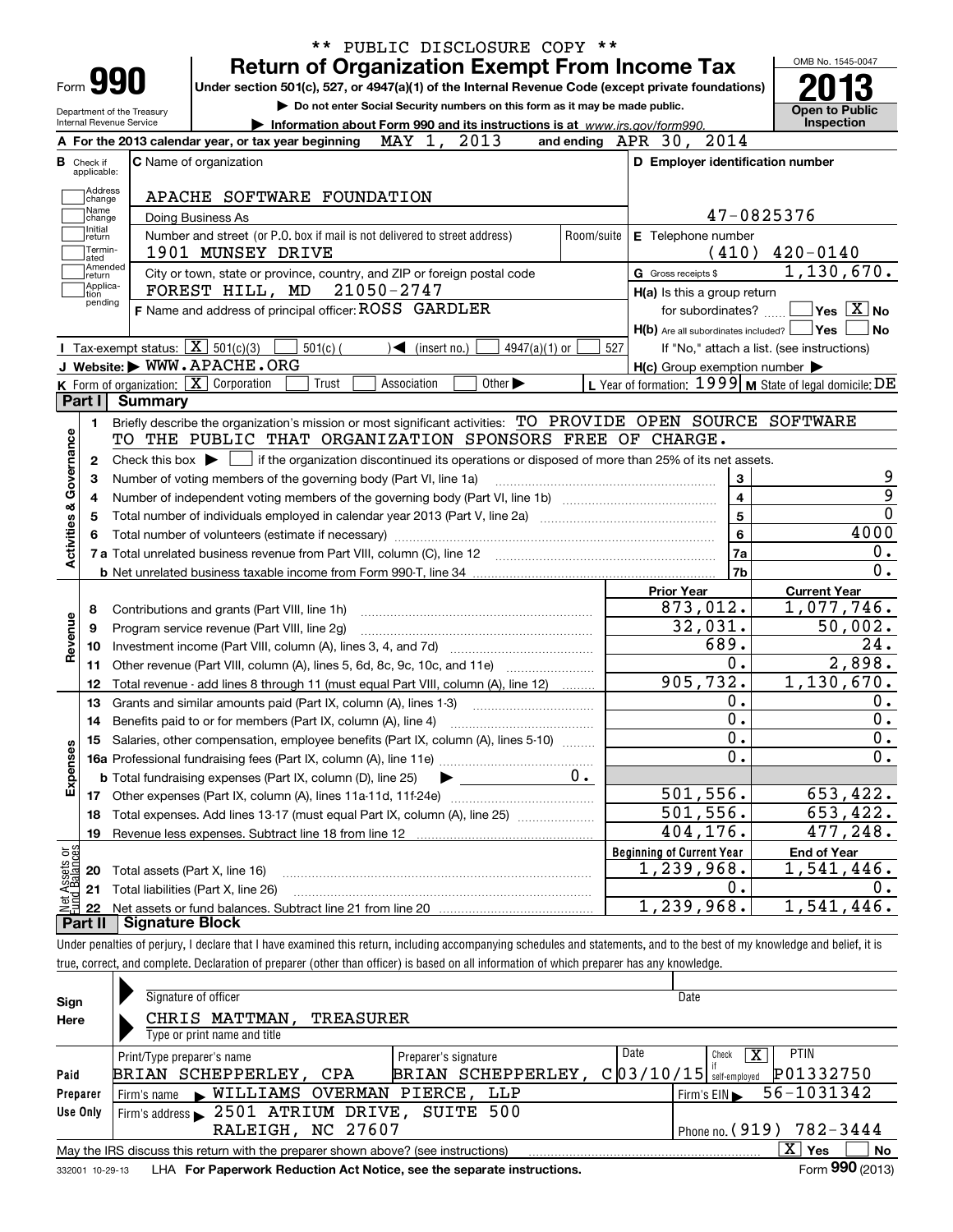** PUBLIC DISCLOSURE COPY **

# Form 990 — Return of Organization Exempt From Income Tax

Under section 501(c), 527, or 4947(a)(1) of the Internal Revenue Code (except private foundations)

▶ Do not enter Social Security numbers on this form as it may be made public.

▶ Information about Form 990 and its instructions is at www.irs.gov/form990.

Department of the Treasury
Internal Revenue Service

OMB No. 1545-0047

**2013**

Open to Public Inspection

**A** For the 2013 calendar year, or tax year beginning MAY 1, 2013 and ending APR 30, 2014

**B** Check if applicable: Address change, Name change, Initial return, Terminated, Amended return, Application pending

**C** Name of organization: APACHE SOFTWARE FOUNDATION

Doing Business As

Number and street (or P.O. box if mail is not delivered to street address): 1901 MUNSEY DRIVE — Room/suite

City or town, state or province, country, and ZIP or foreign postal code: FOREST HILL, MD 21050-2747

**D** Employer identification number: 47-0825376

**E** Telephone number: (410) 420-0140

**G** Gross receipts $ 1,130,670.

**F** Name and address of principal officer: ROSS GARDLER

H(a) Is this a group return for subordinates? ☐ Yes ☒ No

H(b) Are all subordinates included? ☐ Yes ☐ No — If "No," attach a list. (see instructions)

H(c) Group exemption number ▶

**I** Tax-exempt status: ☒ 501(c)(3) ☐ 501(c) ( ) ◀ (insert no.) ☐ 4947(a)(1) or ☐ 527

**J** Website: ▶ WWW.APACHE.ORG

**K** Form of organization: ☒ Corporation ☐ Trust ☐ Association ☐ Other ▶

**L** Year of formation: 1999 **M** State of legal domicile: DE

## Part I Summary

**Activities & Governance**

1 Briefly describe the organization's mission or most significant activities: TO PROVIDE OPEN SOURCE SOFTWARE TO THE PUBLIC THAT ORGANIZATION SPONSORS FREE OF CHARGE.

2 Check this box ▶ ☐ if the organization discontinued its operations or disposed of more than 25% of its net assets.

| | | Line | |
|---|---|---|---|
| 3 | Number of voting members of the governing body (Part VI, line 1a) | 3 | 9 |
| 4 | Number of independent voting members of the governing body (Part VI, line 1b) | 4 | 9 |
| 5 | Total number of individuals employed in calendar year 2013 (Part V, line 2a) | 5 | 0 |
| 6 | Total number of volunteers (estimate if necessary) | 6 | 4000 |
| 7a | Total unrelated business revenue from Part VIII, column (C), line 12 | 7a | 0. |
| b | Net unrelated business taxable income from Form 990-T, line 34 | 7b | 0. |

| | | | Prior Year | Current Year |
|---|---|---|---|---|
| **Revenue** | 8 | Contributions and grants (Part VIII, line 1h) | 873,012. | 1,077,746. |
| | 9 | Program service revenue (Part VIII, line 2g) | 32,031. | 50,002. |
| | 10 | Investment income (Part VIII, column (A), lines 3, 4, and 7d) | 689. | 24. |
| | 11 | Other revenue (Part VIII, column (A), lines 5, 6d, 8c, 9c, 10c, and 11e) | 0. | 2,898. |
| | 12 | Total revenue - add lines 8 through 11 (must equal Part VIII, column (A), line 12) | 905,732. | 1,130,670. |
| **Expenses** | 13 | Grants and similar amounts paid (Part IX, column (A), lines 1-3) | 0. | 0. |
| | 14 | Benefits paid to or for members (Part IX, column (A), line 4) | 0. | 0. |
| | 15 | Salaries, other compensation, employee benefits (Part IX, column (A), lines 5-10) | 0. | 0. |
| | 16a | Professional fundraising fees (Part IX, column (A), line 11e) | 0. | 0. |
| | b | Total fundraising expenses (Part IX, column (D), line 25) ▶ 0. | | |
| | 17 | Other expenses (Part IX, column (A), lines 11a-11d, 11f-24e) | 501,556. | 653,422. |
| | 18 | Total expenses. Add lines 13-17 (must equal Part IX, column (A), line 25) | 501,556. | 653,422. |
| | 19 | Revenue less expenses. Subtract line 18 from line 12 | 404,176. | 477,248. |

| | | | Beginning of Current Year | End of Year |
|---|---|---|---|---|
| **Net Assets or Fund Balances** | 20 | Total assets (Part X, line 16) | 1,239,968. | 1,541,446. |
| | 21 | Total liabilities (Part X, line 26) | 0. | 0. |
| | 22 | Net assets or fund balances. Subtract line 21 from line 20 | 1,239,968. | 1,541,446. |

## Part II Signature Block

Under penalties of perjury, I declare that I have examined this return, including accompanying schedules and statements, and to the best of my knowledge and belief, it is true, correct, and complete. Declaration of preparer (other than officer) is based on all information of which preparer has any knowledge.

**Sign Here**

Signature of officer — Date

CHRIS MATTMAN, TREASURER
Type or print name and title

**Paid Preparer Use Only**

| Print/Type preparer's name | Preparer's signature | Date | Check ☒ if self-employed | PTIN |
|---|---|---|---|---|
| BRIAN SCHEPPERLEY, CPA | BRIAN SCHEPPERLEY, C | 03/10/15 | | P01332750 |

Firm's name ▶ WILLIAMS OVERMAN PIERCE, LLP — Firm's EIN ▶ 56-1031342

Firm's address ▶ 2501 ATRIUM DRIVE, SUITE 500, RALEIGH, NC 27607 — Phone no. (919) 782-3444

May the IRS discuss this return with the preparer shown above? (see instructions) ☒ Yes ☐ No

332001 10-29-13 LHA For Paperwork Reduction Act Notice, see the separate instructions. Form **990** (2013)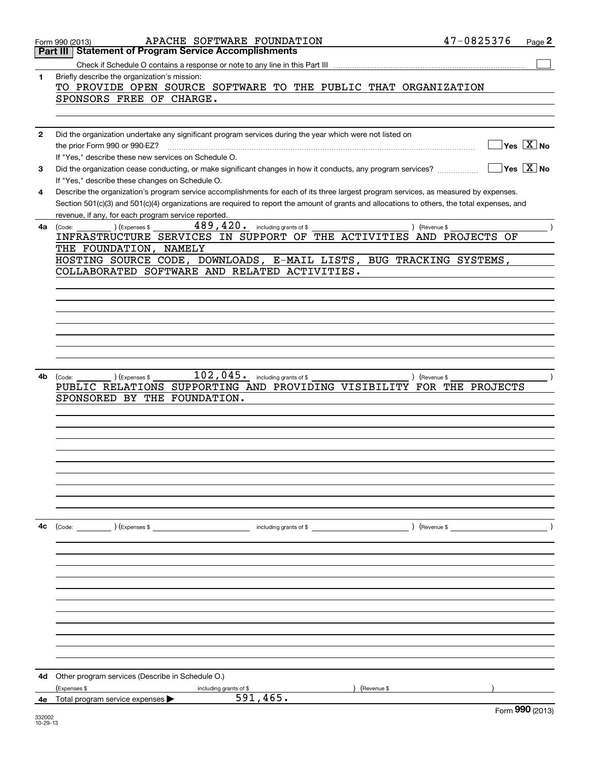Form 990 (2013) APACHE SOFTWARE FOUNDATION 47-0825376

## Part III Statement of Program Service Accomplishments

Check if Schedule O contains a response or note to any line in this Part III [ ]

**1** Briefly describe the organization's mission:

TO PROVIDE OPEN SOURCE SOFTWARE TO THE PUBLIC THAT ORGANIZATION SPONSORS FREE OF CHARGE.

**2** Did the organization undertake any significant program services during the year which were not listed on the prior Form 990 or 990-EZ? [ ] Yes [X] No

If "Yes," describe these new services on Schedule O.

**3** Did the organization cease conducting, or make significant changes in how it conducts, any program services? [ ] Yes [X] No

If "Yes," describe these changes on Schedule O.

**4** Describe the organization's program service accomplishments for each of its three largest program services, as measured by expenses. Section 501(c)(3) and 501(c)(4) organizations are required to report the amount of grants and allocations to others, the total expenses, and revenue, if any, for each program service reported.

**4a** (Code: ) (Expenses $ 489,420. including grants of $ ) (Revenue $ )

INFRASTRUCTURE SERVICES IN SUPPORT OF THE ACTIVITIES AND PROJECTS OF THE FOUNDATION, NAMELY
HOSTING SOURCE CODE, DOWNLOADS, E-MAIL LISTS, BUG TRACKING SYSTEMS, COLLABORATED SOFTWARE AND RELATED ACTIVITIES.

**4b** (Code: ) (Expenses $ 102,045. including grants of $ ) (Revenue $ )

PUBLIC RELATIONS SUPPORTING AND PROVIDING VISIBILITY FOR THE PROJECTS SPONSORED BY THE FOUNDATION.

**4c** (Code: ) (Expenses $ including grants of $ ) (Revenue $ )

**4d** Other program services (Describe in Schedule O.)

(Expenses $ including grants of $ ) (Revenue $ )

**4e** Total program service expenses ▶ 591,465.

Form **990** (2013)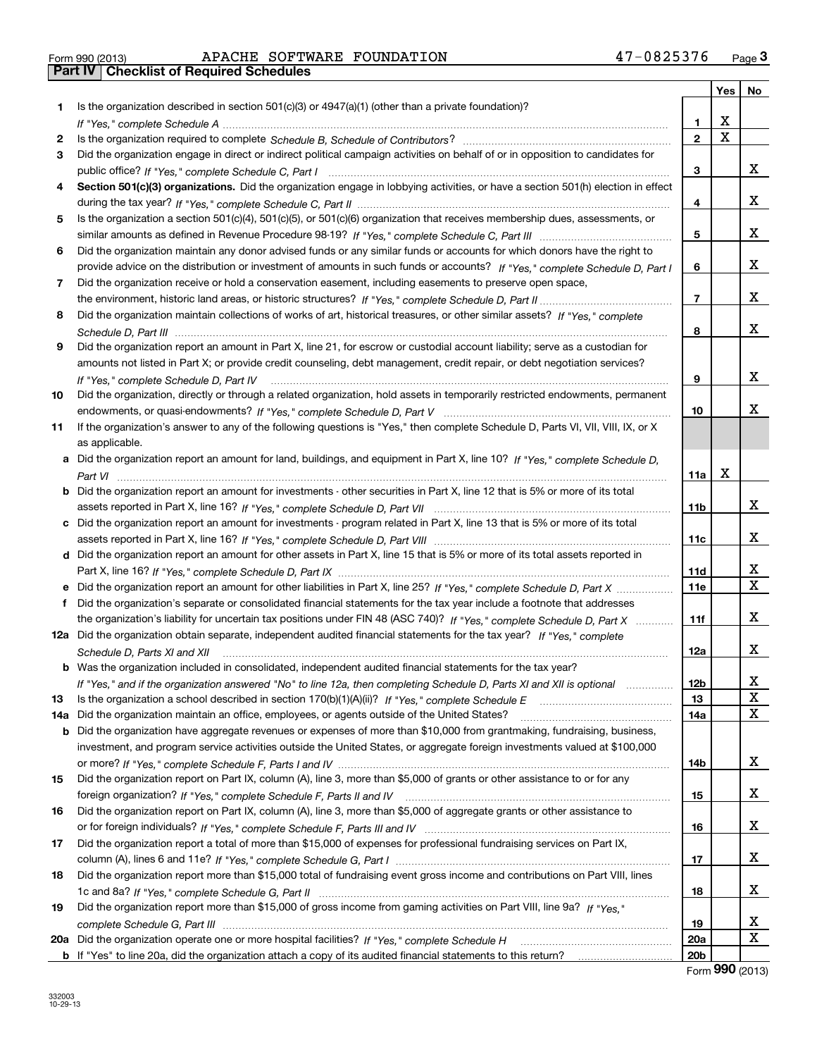Form 990 (2013) APACHE SOFTWARE FOUNDATION 47-0825376 Page 3

**Part IV | Checklist of Required Schedules**

| | | | Yes | No |
|---|---|---|---|---|
| 1 | Is the organization described in section 501(c)(3) or 4947(a)(1) (other than a private foundation)? *If "Yes," complete Schedule A* | 1 | X | |
| 2 | Is the organization required to complete *Schedule B, Schedule of Contributors*? | 2 | X | |
| 3 | Did the organization engage in direct or indirect political campaign activities on behalf of or in opposition to candidates for public office? *If "Yes," complete Schedule C, Part I* | 3 | | X |
| 4 | **Section 501(c)(3) organizations.** Did the organization engage in lobbying activities, or have a section 501(h) election in effect during the tax year? *If "Yes," complete Schedule C, Part II* | 4 | | X |
| 5 | Is the organization a section 501(c)(4), 501(c)(5), or 501(c)(6) organization that receives membership dues, assessments, or similar amounts as defined in Revenue Procedure 98-19? *If "Yes," complete Schedule C, Part III* | 5 | | X |
| 6 | Did the organization maintain any donor advised funds or any similar funds or accounts for which donors have the right to provide advice on the distribution or investment of amounts in such funds or accounts? *If "Yes," complete Schedule D, Part I* | 6 | | X |
| 7 | Did the organization receive or hold a conservation easement, including easements to preserve open space, the environment, historic land areas, or historic structures? *If "Yes," complete Schedule D, Part II* | 7 | | X |
| 8 | Did the organization maintain collections of works of art, historical treasures, or other similar assets? *If "Yes," complete Schedule D, Part III* | 8 | | X |
| 9 | Did the organization report an amount in Part X, line 21, for escrow or custodial account liability; serve as a custodian for amounts not listed in Part X; or provide credit counseling, debt management, credit repair, or debt negotiation services? *If "Yes," complete Schedule D, Part IV* | 9 | | X |
| 10 | Did the organization, directly or through a related organization, hold assets in temporarily restricted endowments, permanent endowments, or quasi-endowments? *If "Yes," complete Schedule D, Part V* | 10 | | X |
| 11 | If the organization's answer to any of the following questions is "Yes," then complete Schedule D, Parts VI, VII, VIII, IX, or X as applicable. | | | |
| a | Did the organization report an amount for land, buildings, and equipment in Part X, line 10? *If "Yes," complete Schedule D, Part VI* | 11a | X | |
| b | Did the organization report an amount for investments - other securities in Part X, line 12 that is 5% or more of its total assets reported in Part X, line 16? *If "Yes," complete Schedule D, Part VII* | 11b | | X |
| c | Did the organization report an amount for investments - program related in Part X, line 13 that is 5% or more of its total assets reported in Part X, line 16? *If "Yes," complete Schedule D, Part VIII* | 11c | | X |
| d | Did the organization report an amount for other assets in Part X, line 15 that is 5% or more of its total assets reported in Part X, line 16? *If "Yes," complete Schedule D, Part IX* | 11d | | X |
| e | Did the organization report an amount for other liabilities in Part X, line 25? *If "Yes," complete Schedule D, Part X* | 11e | | X |
| f | Did the organization's separate or consolidated financial statements for the tax year include a footnote that addresses the organization's liability for uncertain tax positions under FIN 48 (ASC 740)? *If "Yes," complete Schedule D, Part X* | 11f | | X |
| 12a | Did the organization obtain separate, independent audited financial statements for the tax year? *If "Yes," complete Schedule D, Parts XI and XII* | 12a | | X |
| b | Was the organization included in consolidated, independent audited financial statements for the tax year? *If "Yes," and if the organization answered "No" to line 12a, then completing Schedule D, Parts XI and XII is optional* | 12b | | X |
| 13 | Is the organization a school described in section 170(b)(1)(A)(ii)? *If "Yes," complete Schedule E* | 13 | | X |
| 14a | Did the organization maintain an office, employees, or agents outside of the United States? | 14a | | X |
| b | Did the organization have aggregate revenues or expenses of more than $10,000 from grantmaking, fundraising, business, investment, and program service activities outside the United States, or aggregate foreign investments valued at $100,000 or more? *If "Yes," complete Schedule F, Parts I and IV* | 14b | | X |
| 15 | Did the organization report on Part IX, column (A), line 3, more than $5,000 of grants or other assistance to or for any foreign organization? *If "Yes," complete Schedule F, Parts II and IV* | 15 | | X |
| 16 | Did the organization report on Part IX, column (A), line 3, more than $5,000 of aggregate grants or other assistance to or for foreign individuals? *If "Yes," complete Schedule F, Parts III and IV* | 16 | | X |
| 17 | Did the organization report a total of more than $15,000 of expenses for professional fundraising services on Part IX, column (A), lines 6 and 11e? *If "Yes," complete Schedule G, Part I* | 17 | | X |
| 18 | Did the organization report more than $15,000 total of fundraising event gross income and contributions on Part VIII, lines 1c and 8a? *If "Yes," complete Schedule G, Part II* | 18 | | X |
| 19 | Did the organization report more than $15,000 of gross income from gaming activities on Part VIII, line 9a? *If "Yes," complete Schedule G, Part III* | 19 | | X |
| 20a | Did the organization operate one or more hospital facilities? *If "Yes," complete Schedule H* | 20a | | X |
| b | If "Yes" to line 20a, did the organization attach a copy of its audited financial statements to this return? | 20b | | |

Form **990** (2013)

332003 10-29-13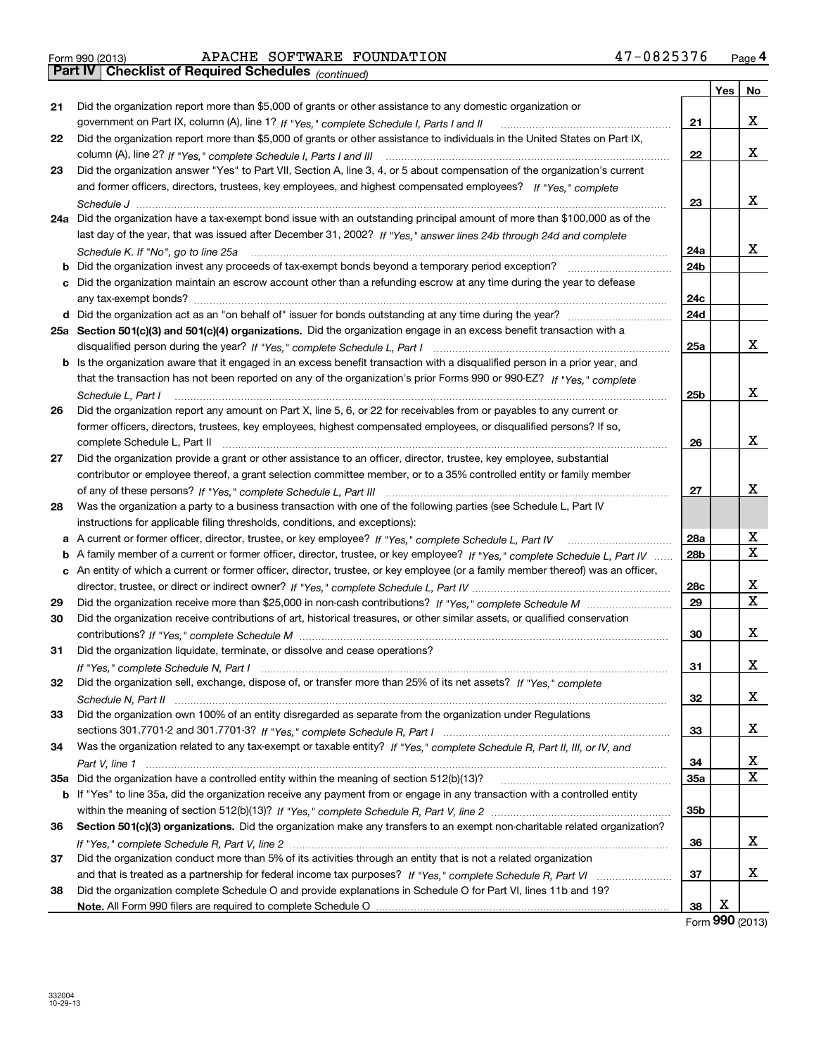Form 990 (2013) APACHE SOFTWARE FOUNDATION 47-0825376

## Part IV Checklist of Required Schedules *(continued)*

| | | | Yes | No |
|---|---|---|---|---|
| 21 | Did the organization report more than $5,000 of grants or other assistance to any domestic organization or government on Part IX, column (A), line 1? *If "Yes," complete Schedule I, Parts I and II* | 21 | | X |
| 22 | Did the organization report more than $5,000 of grants or other assistance to individuals in the United States on Part IX, column (A), line 2? *If "Yes," complete Schedule I, Parts I and III* | 22 | | X |
| 23 | Did the organization answer "Yes" to Part VII, Section A, line 3, 4, or 5 about compensation of the organization's current and former officers, directors, trustees, key employees, and highest compensated employees? *If "Yes," complete Schedule J* | 23 | | X |
| 24a | Did the organization have a tax-exempt bond issue with an outstanding principal amount of more than $100,000 as of the last day of the year, that was issued after December 31, 2002? *If "Yes," answer lines 24b through 24d and complete Schedule K. If "No", go to line 25a* | 24a | | X |
| b | Did the organization invest any proceeds of tax-exempt bonds beyond a temporary period exception? | 24b | | |
| c | Did the organization maintain an escrow account other than a refunding escrow at any time during the year to defease any tax-exempt bonds? | 24c | | |
| d | Did the organization act as an "on behalf of" issuer for bonds outstanding at any time during the year? | 24d | | |
| 25a | **Section 501(c)(3) and 501(c)(4) organizations.** Did the organization engage in an excess benefit transaction with a disqualified person during the year? *If "Yes," complete Schedule L, Part I* | 25a | | X |
| b | Is the organization aware that it engaged in an excess benefit transaction with a disqualified person in a prior year, and that the transaction has not been reported on any of the organization's prior Forms 990 or 990-EZ? *If "Yes," complete Schedule L, Part I* | 25b | | X |
| 26 | Did the organization report any amount on Part X, line 5, 6, or 22 for receivables from or payables to any current or former officers, directors, trustees, key employees, highest compensated employees, or disqualified persons? If so, complete Schedule L, Part II | 26 | | X |
| 27 | Did the organization provide a grant or other assistance to an officer, director, trustee, key employee, substantial contributor or employee thereof, a grant selection committee member, or to a 35% controlled entity or family member of any of these persons? *If "Yes," complete Schedule L, Part III* | 27 | | X |
| 28 | Was the organization a party to a business transaction with one of the following parties (see Schedule L, Part IV instructions for applicable filing thresholds, conditions, and exceptions): | | | |
| a | A current or former officer, director, trustee, or key employee? *If "Yes," complete Schedule L, Part IV* | 28a | | X |
| b | A family member of a current or former officer, director, trustee, or key employee? *If "Yes," complete Schedule L, Part IV* | 28b | | X |
| c | An entity of which a current or former officer, director, trustee, or key employee (or a family member thereof) was an officer, director, trustee, or direct or indirect owner? *If "Yes," complete Schedule L, Part IV* | 28c | | X |
| 29 | Did the organization receive more than $25,000 in non-cash contributions? *If "Yes," complete Schedule M* | 29 | | X |
| 30 | Did the organization receive contributions of art, historical treasures, or other similar assets, or qualified conservation contributions? *If "Yes," complete Schedule M* | 30 | | X |
| 31 | Did the organization liquidate, terminate, or dissolve and cease operations? *If "Yes," complete Schedule N, Part I* | 31 | | X |
| 32 | Did the organization sell, exchange, dispose of, or transfer more than 25% of its net assets? *If "Yes," complete Schedule N, Part II* | 32 | | X |
| 33 | Did the organization own 100% of an entity disregarded as separate from the organization under Regulations sections 301.7701-2 and 301.7701-3? *If "Yes," complete Schedule R, Part I* | 33 | | X |
| 34 | Was the organization related to any tax-exempt or taxable entity? *If "Yes," complete Schedule R, Part II, III, or IV, and Part V, line 1* | 34 | | X |
| 35a | Did the organization have a controlled entity within the meaning of section 512(b)(13)? | 35a | | X |
| b | If "Yes" to line 35a, did the organization receive any payment from or engage in any transaction with a controlled entity within the meaning of section 512(b)(13)? *If "Yes," complete Schedule R, Part V, line 2* | 35b | | |
| 36 | **Section 501(c)(3) organizations.** Did the organization make any transfers to an exempt non-charitable related organization? *If "Yes," complete Schedule R, Part V, line 2* | 36 | | X |
| 37 | Did the organization conduct more than 5% of its activities through an entity that is not a related organization and that is treated as a partnership for federal income tax purposes? *If "Yes," complete Schedule R, Part VI* | 37 | | X |
| 38 | Did the organization complete Schedule O and provide explanations in Schedule O for Part VI, lines 11b and 19? **Note.** All Form 990 filers are required to complete Schedule O | 38 | X | |

Form **990** (2013)

332004 10-29-13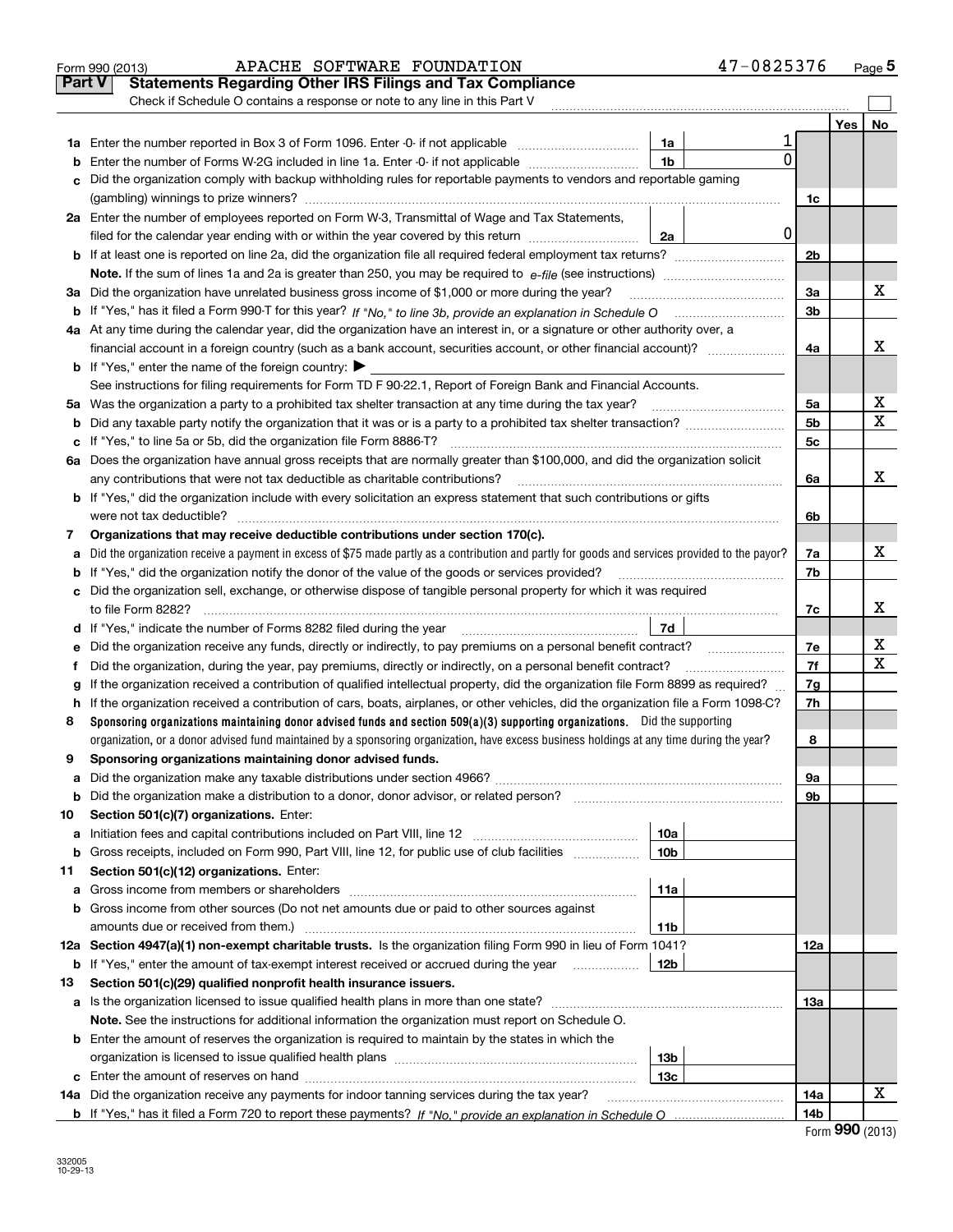Form 990 (2013) APACHE SOFTWARE FOUNDATION 47-0825376 Page 5

## Part V Statements Regarding Other IRS Filings and Tax Compliance

Check if Schedule O contains a response or note to any line in this Part V

| | | | | | Yes | No |
|---|---|---|---|---|---|---|
| **1a** | Enter the number reported in Box 3 of Form 1096. Enter -0- if not applicable | 1a | 1 | | | |
| **b** | Enter the number of Forms W-2G included in line 1a. Enter -0- if not applicable | 1b | 0 | | | |
| **c** | Did the organization comply with backup withholding rules for reportable payments to vendors and reportable gaming (gambling) winnings to prize winners? | | | 1c | | |
| **2a** | Enter the number of employees reported on Form W-3, Transmittal of Wage and Tax Statements, filed for the calendar year ending with or within the year covered by this return | 2a | 0 | | | |
| **b** | If at least one is reported on line 2a, did the organization file all required federal employment tax returns? | | | 2b | | |
| | **Note.** If the sum of lines 1a and 2a is greater than 250, you may be required to *e-file* (see instructions) | | | | | |
| **3a** | Did the organization have unrelated business gross income of $1,000 or more during the year? | | | 3a | | X |
| **b** | If "Yes," has it filed a Form 990-T for this year? *If "No," to line 3b, provide an explanation in Schedule O* | | | 3b | | |
| **4a** | At any time during the calendar year, did the organization have an interest in, or a signature or other authority over, a financial account in a foreign country (such as a bank account, securities account, or other financial account)? | | | 4a | | X |
| **b** | If "Yes," enter the name of the foreign country: ▶ | | | | | |
| | See instructions for filing requirements for Form TD F 90-22.1, Report of Foreign Bank and Financial Accounts. | | | | | |
| **5a** | Was the organization a party to a prohibited tax shelter transaction at any time during the tax year? | | | 5a | | X |
| **b** | Did any taxable party notify the organization that it was or is a party to a prohibited tax shelter transaction? | | | 5b | | X |
| **c** | If "Yes," to line 5a or 5b, did the organization file Form 8886-T? | | | 5c | | |
| **6a** | Does the organization have annual gross receipts that are normally greater than $100,000, and did the organization solicit any contributions that were not tax deductible as charitable contributions? | | | 6a | | X |
| **b** | If "Yes," did the organization include with every solicitation an express statement that such contributions or gifts were not tax deductible? | | | 6b | | |
| **7** | **Organizations that may receive deductible contributions under section 170(c).** | | | | | |
| **a** | Did the organization receive a payment in excess of $75 made partly as a contribution and partly for goods and services provided to the payor? | | | 7a | | X |
| **b** | If "Yes," did the organization notify the donor of the value of the goods or services provided? | | | 7b | | |
| **c** | Did the organization sell, exchange, or otherwise dispose of tangible personal property for which it was required to file Form 8282? | | | 7c | | X |
| **d** | If "Yes," indicate the number of Forms 8282 filed during the year | 7d | | | | |
| **e** | Did the organization receive any funds, directly or indirectly, to pay premiums on a personal benefit contract? | | | 7e | | X |
| **f** | Did the organization, during the year, pay premiums, directly or indirectly, on a personal benefit contract? | | | 7f | | X |
| **g** | If the organization received a contribution of qualified intellectual property, did the organization file Form 8899 as required? | | | 7g | | |
| **h** | If the organization received a contribution of cars, boats, airplanes, or other vehicles, did the organization file a Form 1098-C? | | | 7h | | |
| **8** | **Sponsoring organizations maintaining donor advised funds and section 509(a)(3) supporting organizations.** Did the supporting organization, or a donor advised fund maintained by a sponsoring organization, have excess business holdings at any time during the year? | | | 8 | | |
| **9** | **Sponsoring organizations maintaining donor advised funds.** | | | | | |
| **a** | Did the organization make any taxable distributions under section 4966? | | | 9a | | |
| **b** | Did the organization make a distribution to a donor, donor advisor, or related person? | | | 9b | | |
| **10** | **Section 501(c)(7) organizations.** Enter: | | | | | |
| **a** | Initiation fees and capital contributions included on Part VIII, line 12 | 10a | | | | |
| **b** | Gross receipts, included on Form 990, Part VIII, line 12, for public use of club facilities | 10b | | | | |
| **11** | **Section 501(c)(12) organizations.** Enter: | | | | | |
| **a** | Gross income from members or shareholders | 11a | | | | |
| **b** | Gross income from other sources (Do not net amounts due or paid to other sources against amounts due or received from them.) | 11b | | | | |
| **12a** | **Section 4947(a)(1) non-exempt charitable trusts.** Is the organization filing Form 990 in lieu of Form 1041? | | | 12a | | |
| **b** | If "Yes," enter the amount of tax-exempt interest received or accrued during the year | 12b | | | | |
| **13** | **Section 501(c)(29) qualified nonprofit health insurance issuers.** | | | | | |
| **a** | Is the organization licensed to issue qualified health plans in more than one state? | | | 13a | | |
| | **Note.** See the instructions for additional information the organization must report on Schedule O. | | | | | |
| **b** | Enter the amount of reserves the organization is required to maintain by the states in which the organization is licensed to issue qualified health plans | 13b | | | | |
| **c** | Enter the amount of reserves on hand | 13c | | | | |
| **14a** | Did the organization receive any payments for indoor tanning services during the tax year? | | | 14a | | X |
| **b** | If "Yes," has it filed a Form 720 to report these payments? *If "No," provide an explanation in Schedule O* | | | 14b | | |

Form **990** (2013)

332005 10-29-13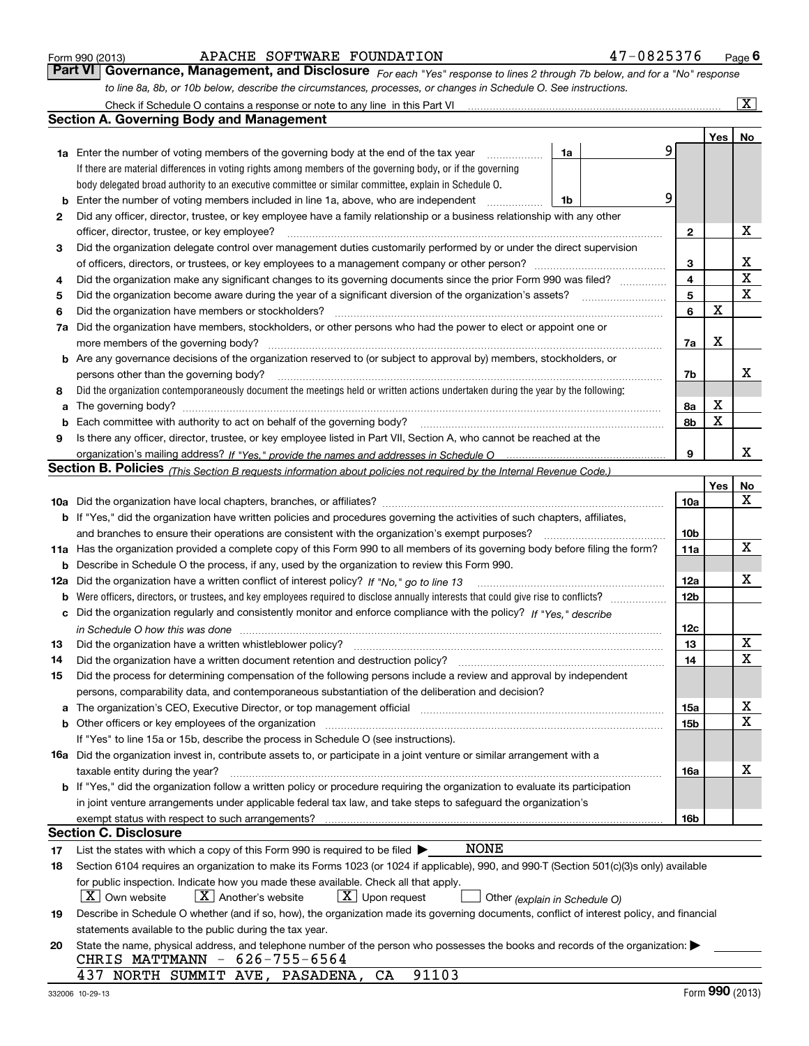Form 990 (2013) APACHE SOFTWARE FOUNDATION 47-0825376

## Part VI Governance, Management, and Disclosure

*For each "Yes" response to lines 2 through 7b below, and for a "No" response to line 8a, 8b, or 10b below, describe the circumstances, processes, or changes in Schedule O. See instructions.*

Check if Schedule O contains a response or note to any line in this Part VI [X]

### Section A. Governing Body and Management

| | | | | Yes | No |
|---|---|---|---|---|---|
| **1a** | Enter the number of voting members of the governing body at the end of the tax year. If there are material differences in voting rights among members of the governing body, or if the governing body delegated broad authority to an executive committee or similar committee, explain in Schedule O. | 1a | 9 | | |
| **b** | Enter the number of voting members included in line 1a, above, who are independent | 1b | 9 | | |
| **2** | Did any officer, director, trustee, or key employee have a family relationship or a business relationship with any other officer, director, trustee, or key employee? | | 2 | | X |
| **3** | Did the organization delegate control over management duties customarily performed by or under the direct supervision of officers, directors, or trustees, or key employees to a management company or other person? | | 3 | | X |
| **4** | Did the organization make any significant changes to its governing documents since the prior Form 990 was filed? | | 4 | | X |
| **5** | Did the organization become aware during the year of a significant diversion of the organization's assets? | | 5 | | X |
| **6** | Did the organization have members or stockholders? | | 6 | X | |
| **7a** | Did the organization have members, stockholders, or other persons who had the power to elect or appoint one or more members of the governing body? | | 7a | X | |
| **b** | Are any governance decisions of the organization reserved to (or subject to approval by) members, stockholders, or persons other than the governing body? | | 7b | | X |
| **8** | Did the organization contemporaneously document the meetings held or written actions undertaken during the year by the following: | | | | |
| **a** | The governing body? | | 8a | X | |
| **b** | Each committee with authority to act on behalf of the governing body? | | 8b | X | |
| **9** | Is there any officer, director, trustee, or key employee listed in Part VII, Section A, who cannot be reached at the organization's mailing address? *If "Yes," provide the names and addresses in Schedule O* | | 9 | | X |

### Section B. Policies *(This Section B requests information about policies not required by the Internal Revenue Code.)*

| | | | Yes | No |
|---|---|---|---|---|
| **10a** | Did the organization have local chapters, branches, or affiliates? | 10a | | X |
| **b** | If "Yes," did the organization have written policies and procedures governing the activities of such chapters, affiliates, and branches to ensure their operations are consistent with the organization's exempt purposes? | 10b | | |
| **11a** | Has the organization provided a complete copy of this Form 990 to all members of its governing body before filing the form? | 11a | | X |
| **b** | Describe in Schedule O the process, if any, used by the organization to review this Form 990. | | | |
| **12a** | Did the organization have a written conflict of interest policy? *If "No," go to line 13* | 12a | | X |
| **b** | Were officers, directors, or trustees, and key employees required to disclose annually interests that could give rise to conflicts? | 12b | | |
| **c** | Did the organization regularly and consistently monitor and enforce compliance with the policy? *If "Yes," describe in Schedule O how this was done* | 12c | | |
| **13** | Did the organization have a written whistleblower policy? | 13 | | X |
| **14** | Did the organization have a written document retention and destruction policy? | 14 | | X |
| **15** | Did the process for determining compensation of the following persons include a review and approval by independent persons, comparability data, and contemporaneous substantiation of the deliberation and decision? | | | |
| **a** | The organization's CEO, Executive Director, or top management official | 15a | | X |
| **b** | Other officers or key employees of the organization | 15b | | X |
| | If "Yes" to line 15a or 15b, describe the process in Schedule O (see instructions). | | | |
| **16a** | Did the organization invest in, contribute assets to, or participate in a joint venture or similar arrangement with a taxable entity during the year? | 16a | | X |
| **b** | If "Yes," did the organization follow a written policy or procedure requiring the organization to evaluate its participation in joint venture arrangements under applicable federal tax law, and take steps to safeguard the organization's exempt status with respect to such arrangements? | 16b | | |

### Section C. Disclosure

**17** List the states with which a copy of this Form 990 is required to be filed ▶ NONE

**18** Section 6104 requires an organization to make its Forms 1023 (or 1024 if applicable), 990, and 990-T (Section 501(c)(3)s only) available for public inspection. Indicate how you made these available. Check all that apply.

[X] Own website [X] Another's website [X] Upon request [ ] Other *(explain in Schedule O)*

**19** Describe in Schedule O whether (and if so, how), the organization made its governing documents, conflict of interest policy, and financial statements available to the public during the tax year.

**20** State the name, physical address, and telephone number of the person who possesses the books and records of the organization: ▶

CHRIS MATTMANN - 626-755-6564
437 NORTH SUMMIT AVE, PASADENA, CA 91103

332006 10-29-13 Form **990** (2013)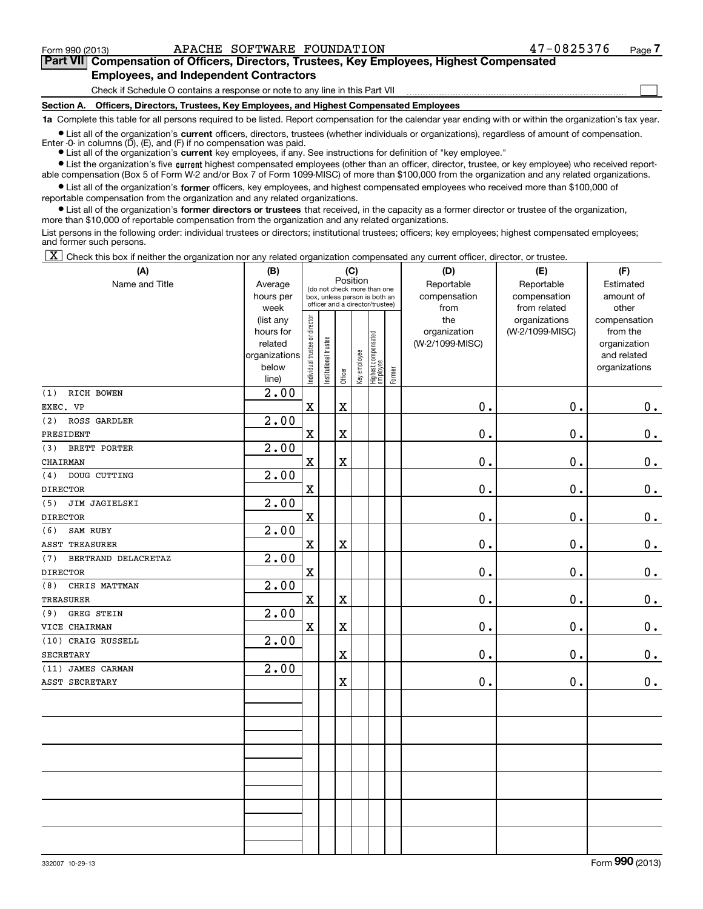Form 990 (2013) APACHE SOFTWARE FOUNDATION 47-0825376

## Part VII Compensation of Officers, Directors, Trustees, Key Employees, Highest Compensated Employees, and Independent Contractors

Check if Schedule O contains a response or note to any line in this Part VII ☐

### Section A. Officers, Directors, Trustees, Key Employees, and Highest Compensated Employees

**1a** Complete this table for all persons required to be listed. Report compensation for the calendar year ending with or within the organization's tax year.

- List all of the organization's **current** officers, directors, trustees (whether individuals or organizations), regardless of amount of compensation. Enter -0- in columns (D), (E), and (F) if no compensation was paid.
- List all of the organization's **current** key employees, if any. See instructions for definition of "key employee."
- List the organization's five **current** highest compensated employees (other than an officer, director, trustee, or key employee) who received reportable compensation (Box 5 of Form W-2 and/or Box 7 of Form 1099-MISC) of more than $100,000 from the organization and any related organizations.
- List all of the organization's **former** officers, key employees, and highest compensated employees who received more than $100,000 of reportable compensation from the organization and any related organizations.
- List all of the organization's **former directors or trustees** that received, in the capacity as a former director or trustee of the organization, more than $10,000 of reportable compensation from the organization and any related organizations.

List persons in the following order: individual trustees or directors; institutional trustees; officers; key employees; highest compensated employees; and former such persons.

☒ Check this box if neither the organization nor any related organization compensated any current officer, director, or trustee.

| (A) Name and Title | (B) Average hours per week (list any hours for related organizations below line) | (C) Position: Individual trustee or director | Institutional trustee | Officer | Key employee | Highest compensated employee | Former | (D) Reportable compensation from the organization (W-2/1099-MISC) | (E) Reportable compensation from related organizations (W-2/1099-MISC) | (F) Estimated amount of other compensation from the organization and related organizations |
|---|---|---|---|---|---|---|---|---|---|---|
| (1) RICH BOWEN<br>EXEC. VP | 2.00 | X | | X | | | | 0. | 0. | 0. |
| (2) ROSS GARDLER<br>PRESIDENT | 2.00 | X | | X | | | | 0. | 0. | 0. |
| (3) BRETT PORTER<br>CHAIRMAN | 2.00 | X | | X | | | | 0. | 0. | 0. |
| (4) DOUG CUTTING<br>DIRECTOR | 2.00 | X | | | | | | 0. | 0. | 0. |
| (5) JIM JAGIELSKI<br>DIRECTOR | 2.00 | X | | | | | | 0. | 0. | 0. |
| (6) SAM RUBY<br>ASST TREASURER | 2.00 | X | | X | | | | 0. | 0. | 0. |
| (7) BERTRAND DELACRETAZ<br>DIRECTOR | 2.00 | X | | | | | | 0. | 0. | 0. |
| (8) CHRIS MATTMAN<br>TREASURER | 2.00 | X | | X | | | | 0. | 0. | 0. |
| (9) GREG STEIN<br>VICE CHAIRMAN | 2.00 | X | | X | | | | 0. | 0. | 0. |
| (10) CRAIG RUSSELL<br>SECRETARY | 2.00 | | | X | | | | 0. | 0. | 0. |
| (11) JAMES CARMAN<br>ASST SECRETARY | 2.00 | | | X | | | | 0. | 0. | 0. |

332007 10-29-13 Form **990** (2013)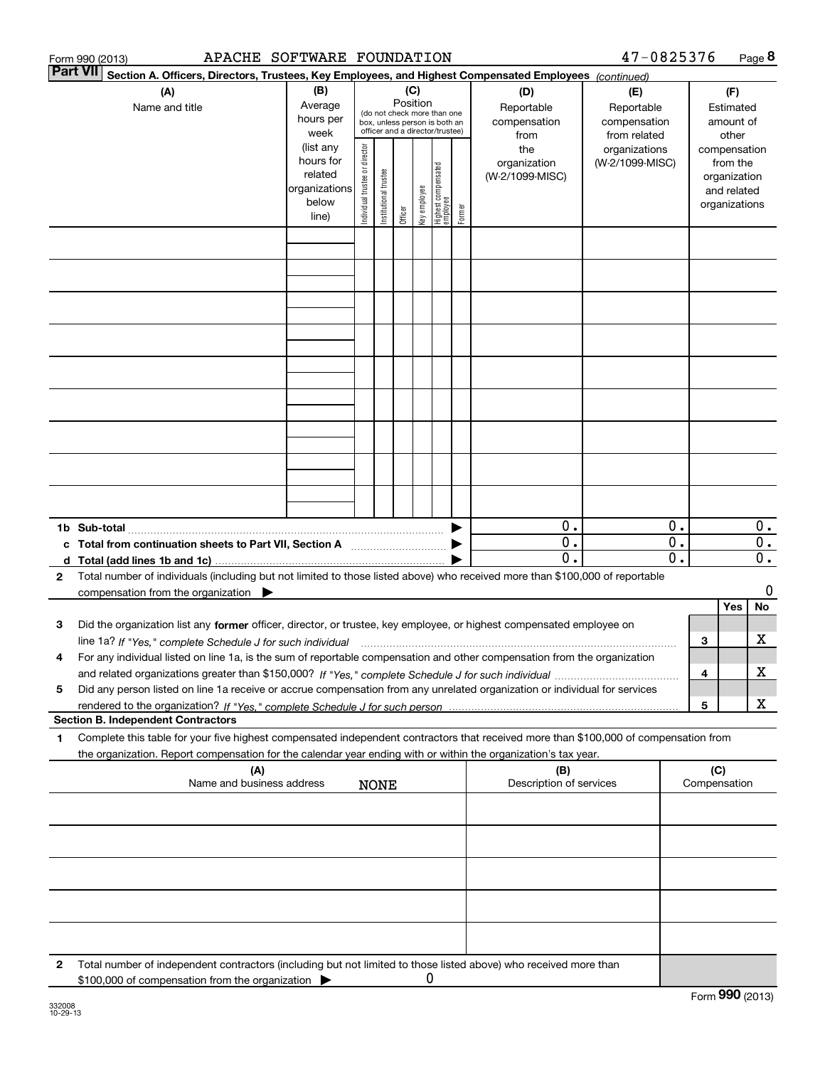Form 990 (2013) APACHE SOFTWARE FOUNDATION 47-0825376

## Part VII Section A. Officers, Directors, Trustees, Key Employees, and Highest Compensated Employees *(continued)*

| (A) Name and title | (B) Average hours per week (list any hours for related organizations below line) | (C) Position (do not check more than one box, unless person is both an officer and a director/trustee): Individual trustee or director | Institutional trustee | Officer | Key employee | Highest compensated employee | Former | (D) Reportable compensation from the organization (W-2/1099-MISC) | (E) Reportable compensation from related organizations (W-2/1099-MISC) | (F) Estimated amount of other compensation from the organization and related organizations |
|---|---|---|---|---|---|---|---|---|---|---|
| | | | | | | | | | | |
| | | | | | | | | | | |
| | | | | | | | | | | |
| | | | | | | | | | | |
| | | | | | | | | | | |
| | | | | | | | | | | |
| | | | | | | | | | | |
| | | | | | | | | | | |
| | | | | | | | | | | |
| **1b Sub-total** | | | | | | | | 0. | 0. | 0. |
| **c Total from continuation sheets to Part VII, Section A** | | | | | | | | 0. | 0. | 0. |
| **d Total (add lines 1b and 1c)** | | | | | | | | 0. | 0. | 0. |

**2** Total number of individuals (including but not limited to those listed above) who received more than $100,000 of reportable compensation from the organization ▶ 0

| | | Yes | No |
|---|---|---|---|
| **3** Did the organization list any **former** officer, director, or trustee, key employee, or highest compensated employee on line 1a? *If "Yes," complete Schedule J for such individual* | 3 | | X |
| **4** For any individual listed on line 1a, is the sum of reportable compensation and other compensation from the organization and related organizations greater than $150,000? *If "Yes," complete Schedule J for such individual* | 4 | | X |
| **5** Did any person listed on line 1a receive or accrue compensation from any unrelated organization or individual for services rendered to the organization? *If "Yes," complete Schedule J for such person* | 5 | | X |

### Section B. Independent Contractors

**1** Complete this table for your five highest compensated independent contractors that received more than $100,000 of compensation from the organization. Report compensation for the calendar year ending with or within the organization's tax year.

| (A) Name and business address | (B) Description of services | (C) Compensation |
|---|---|---|
| NONE | | |
| | | |
| | | |
| | | |
| | | |

**2** Total number of independent contractors (including but not limited to those listed above) who received more than $100,000 of compensation from the organization ▶ 0

Form **990** (2013)

332008 10-29-13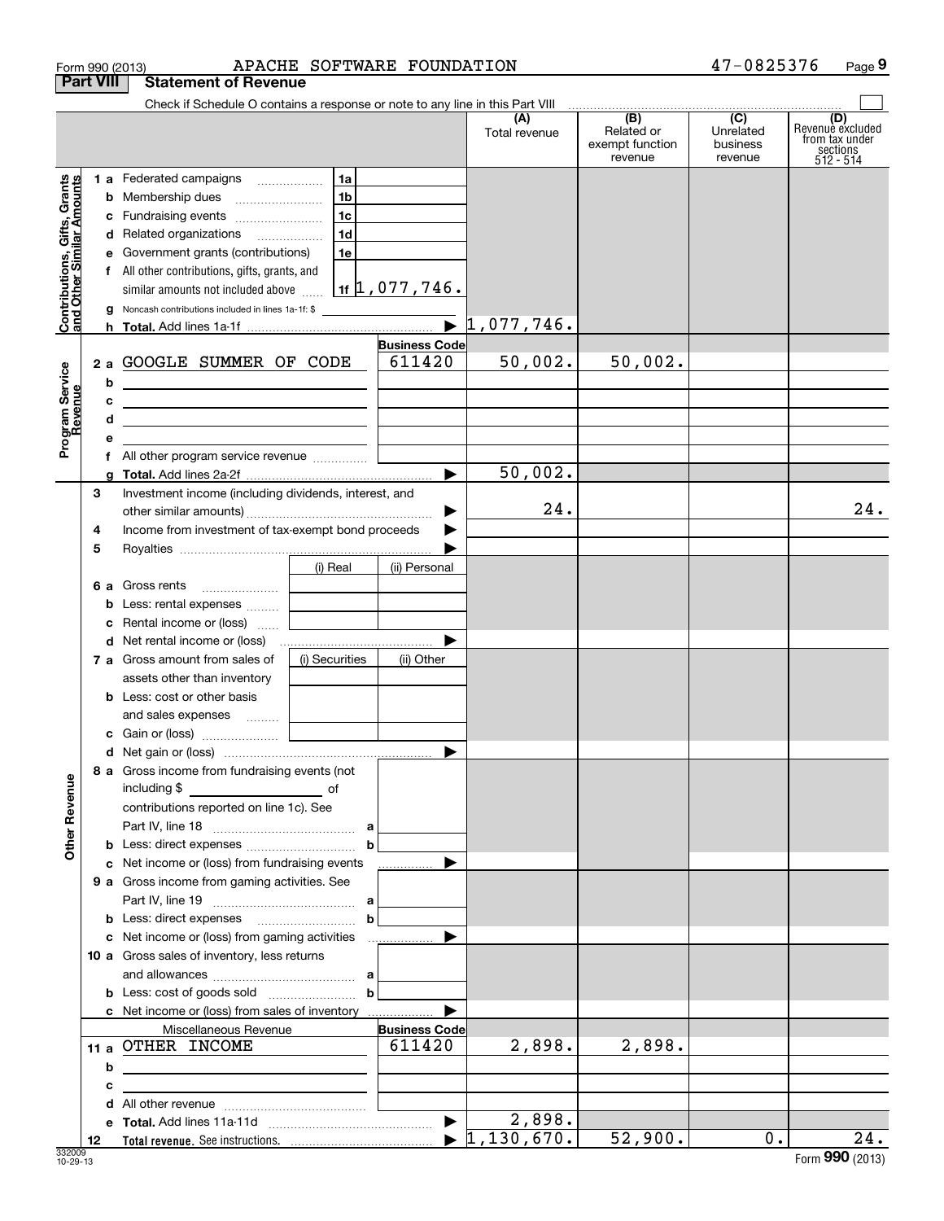Form 990 (2013) APACHE SOFTWARE FOUNDATION 47-0825376

## Part VIII Statement of Revenue

Check if Schedule O contains a response or note to any line in this Part VIII

| | | | | (A) Total revenue | (B) Related or exempt function revenue | (C) Unrelated business revenue | (D) Revenue excluded from tax under sections 512 - 514 |
|---|---|---|---|---|---|---|---|
| **Contributions, Gifts, Grants and Other Similar Amounts** | 1 a | Federated campaigns | 1a | | | | |
| | b | Membership dues | 1b | | | | |
| | c | Fundraising events | 1c | | | | |
| | d | Related organizations | 1d | | | | |
| | e | Government grants (contributions) | 1e | | | | |
| | f | All other contributions, gifts, grants, and similar amounts not included above | 1f 1,077,746. | | | | |
| | g | Noncash contributions included in lines 1a-1f: $ | | | | | |
| | h | **Total.** Add lines 1a-1f | | 1,077,746. | | | |
| **Program Service Revenue** | | | **Business Code** | | | | |
| | 2 a | GOOGLE SUMMER OF CODE | 611420 | 50,002. | 50,002. | | |
| | b | | | | | | |
| | c | | | | | | |
| | d | | | | | | |
| | e | | | | | | |
| | f | All other program service revenue | | | | | |
| | g | **Total.** Add lines 2a-2f | | 50,002. | | | |
| **Other Revenue** | 3 | Investment income (including dividends, interest, and other similar amounts) | | 24. | | | 24. |
| | 4 | Income from investment of tax-exempt bond proceeds | | | | | |
| | 5 | Royalties | | | | | |
| | | | (i) Real / (ii) Personal | | | | |
| | 6 a | Gross rents | | | | | |
| | b | Less: rental expenses | | | | | |
| | c | Rental income or (loss) | | | | | |
| | d | Net rental income or (loss) | | | | | |
| | 7 a | Gross amount from sales of assets other than inventory | (i) Securities / (ii) Other | | | | |
| | b | Less: cost or other basis and sales expenses | | | | | |
| | c | Gain or (loss) | | | | | |
| | d | Net gain or (loss) | | | | | |
| | 8 a | Gross income from fundraising events (not including $ of contributions reported on line 1c). See Part IV, line 18 | a | | | | |
| | b | Less: direct expenses | b | | | | |
| | c | Net income or (loss) from fundraising events | | | | | |
| | 9 a | Gross income from gaming activities. See Part IV, line 19 | a | | | | |
| | b | Less: direct expenses | b | | | | |
| | c | Net income or (loss) from gaming activities | | | | | |
| | 10 a | Gross sales of inventory, less returns and allowances | a | | | | |
| | b | Less: cost of goods sold | b | | | | |
| | c | Net income or (loss) from sales of inventory | | | | | |
| | | Miscellaneous Revenue | **Business Code** | | | | |
| | 11 a | OTHER INCOME | 611420 | 2,898. | 2,898. | | |
| | b | | | | | | |
| | c | | | | | | |
| | d | All other revenue | | | | | |
| | e | **Total.** Add lines 11a-11d | | 2,898. | | | |
| | 12 | **Total revenue.** See instructions. | | 1,130,670. | 52,900. | 0. | 24. |

332009 10-29-13

Form **990** (2013)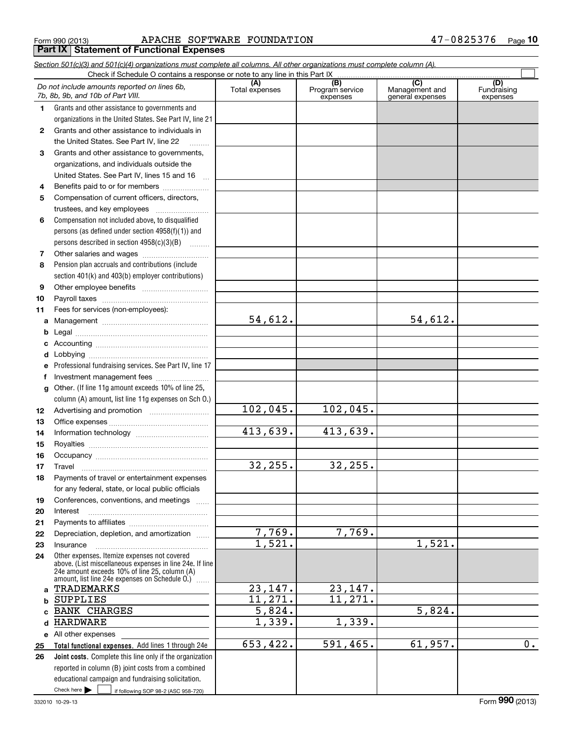Form 990 (2013) APACHE SOFTWARE FOUNDATION 47-0825376

## Part IX Statement of Functional Expenses

*Section 501(c)(3) and 501(c)(4) organizations must complete all columns. All other organizations must complete column (A).*

Check if Schedule O contains a response or note to any line in this Part IX

| *Do not include amounts reported on lines 6b, 7b, 8b, 9b, and 10b of Part VIII.* | (A) Total expenses | (B) Program service expenses | (C) Management and general expenses | (D) Fundraising expenses |
|---|---|---|---|---|
| **1** Grants and other assistance to governments and organizations in the United States. See Part IV, line 21 | | | | |
| **2** Grants and other assistance to individuals in the United States. See Part IV, line 22 | | | | |
| **3** Grants and other assistance to governments, organizations, and individuals outside the United States. See Part IV, lines 15 and 16 | | | | |
| **4** Benefits paid to or for members | | | | |
| **5** Compensation of current officers, directors, trustees, and key employees | | | | |
| **6** Compensation not included above, to disqualified persons (as defined under section 4958(f)(1)) and persons described in section 4958(c)(3)(B) | | | | |
| **7** Other salaries and wages | | | | |
| **8** Pension plan accruals and contributions (include section 401(k) and 403(b) employer contributions) | | | | |
| **9** Other employee benefits | | | | |
| **10** Payroll taxes | | | | |
| **11** Fees for services (non-employees): | | | | |
| **a** Management | 54,612. | | 54,612. | |
| **b** Legal | | | | |
| **c** Accounting | | | | |
| **d** Lobbying | | | | |
| **e** Professional fundraising services. See Part IV, line 17 | | | | |
| **f** Investment management fees | | | | |
| **g** Other. (If line 11g amount exceeds 10% of line 25, column (A) amount, list line 11g expenses on Sch O.) | | | | |
| **12** Advertising and promotion | 102,045. | 102,045. | | |
| **13** Office expenses | | | | |
| **14** Information technology | 413,639. | 413,639. | | |
| **15** Royalties | | | | |
| **16** Occupancy | | | | |
| **17** Travel | 32,255. | 32,255. | | |
| **18** Payments of travel or entertainment expenses for any federal, state, or local public officials | | | | |
| **19** Conferences, conventions, and meetings | | | | |
| **20** Interest | | | | |
| **21** Payments to affiliates | | | | |
| **22** Depreciation, depletion, and amortization | 7,769. | 7,769. | | |
| **23** Insurance | 1,521. | | 1,521. | |
| **24** Other expenses. Itemize expenses not covered above. (List miscellaneous expenses in line 24e. If line 24e amount exceeds 10% of line 25, column (A) amount, list line 24e expenses on Schedule O.) | | | | |
| **a** TRADEMARKS | 23,147. | 23,147. | | |
| **b** SUPPLIES | 11,271. | 11,271. | | |
| **c** BANK CHARGES | 5,824. | | 5,824. | |
| **d** HARDWARE | 1,339. | 1,339. | | |
| **e** All other expenses | | | | |
| **25 Total functional expenses.** Add lines 1 through 24e | 653,422. | 591,465. | 61,957. | 0. |
| **26 Joint costs.** Complete this line only if the organization reported in column (B) joint costs from a combined educational campaign and fundraising solicitation. Check here ☐ if following SOP 98-2 (ASC 958-720) | | | | |

332010 10-29-13 Form **990** (2013)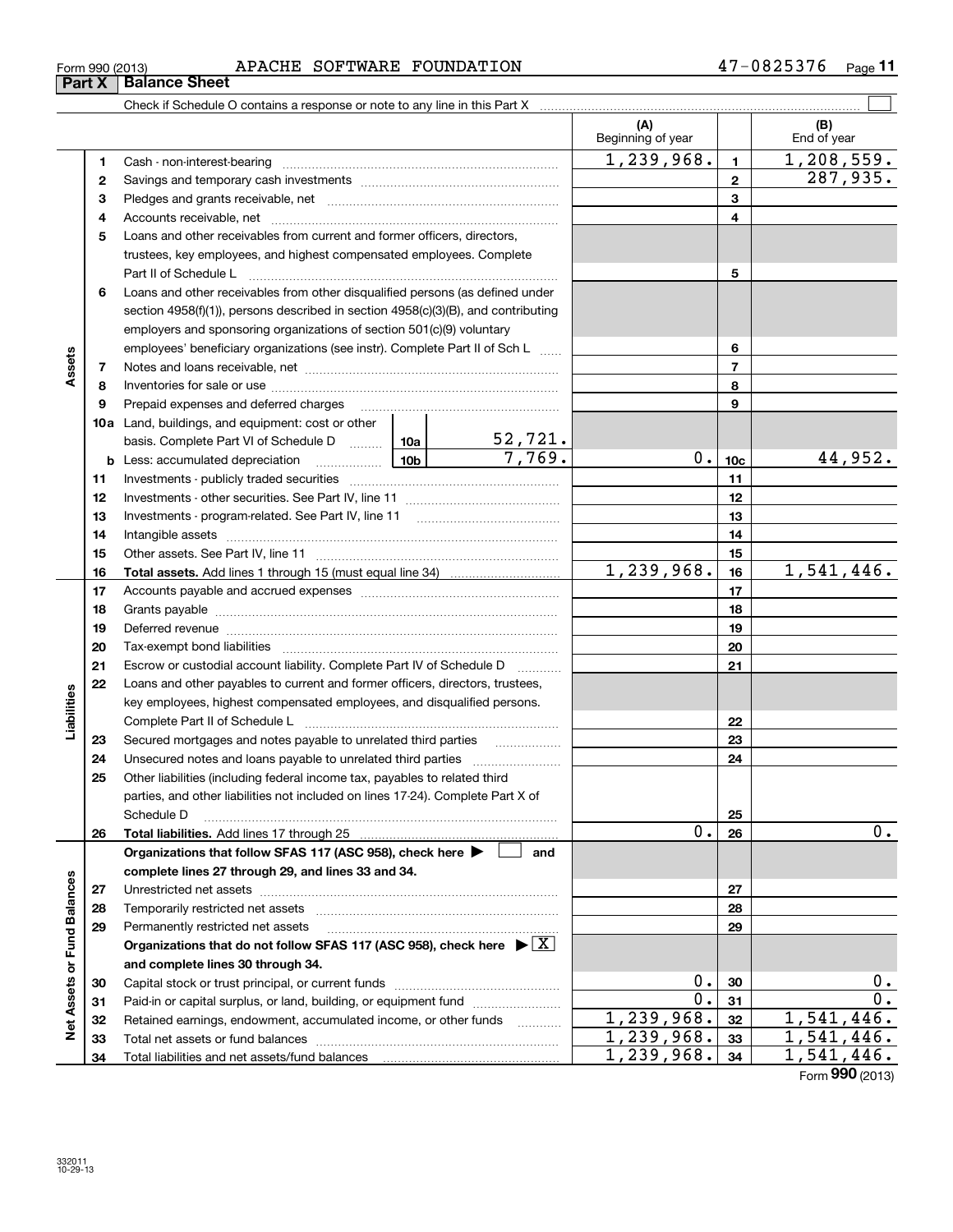Form 990 (2013) APACHE SOFTWARE FOUNDATION 47-0825376

## Part X Balance Sheet

Check if Schedule O contains a response or note to any line in this Part X ☐

| | | | | (A) Beginning of year | | (B) End of year |
|---|---|---|---|---|---|---|
| **Assets** | 1 | Cash - non-interest-bearing | | 1,239,968. | 1 | 1,208,559. |
| | 2 | Savings and temporary cash investments | | | 2 | 287,935. |
| | 3 | Pledges and grants receivable, net | | | 3 | |
| | 4 | Accounts receivable, net | | | 4 | |
| | 5 | Loans and other receivables from current and former officers, directors, trustees, key employees, and highest compensated employees. Complete Part II of Schedule L | | | 5 | |
| | 6 | Loans and other receivables from other disqualified persons (as defined under section 4958(f)(1)), persons described in section 4958(c)(3)(B), and contributing employers and sponsoring organizations of section 501(c)(9) voluntary employees' beneficiary organizations (see instr). Complete Part II of Sch L | | | 6 | |
| | 7 | Notes and loans receivable, net | | | 7 | |
| | 8 | Inventories for sale or use | | | 8 | |
| | 9 | Prepaid expenses and deferred charges | | | 9 | |
| | 10a | Land, buildings, and equipment: cost or other basis. Complete Part VI of Schedule D | 10a 52,721. | | | |
| | b | Less: accumulated depreciation | 10b 7,769. | 0. | 10c | 44,952. |
| | 11 | Investments - publicly traded securities | | | 11 | |
| | 12 | Investments - other securities. See Part IV, line 11 | | | 12 | |
| | 13 | Investments - program-related. See Part IV, line 11 | | | 13 | |
| | 14 | Intangible assets | | | 14 | |
| | 15 | Other assets. See Part IV, line 11 | | | 15 | |
| | 16 | **Total assets.** Add lines 1 through 15 (must equal line 34) | | 1,239,968. | 16 | 1,541,446. |
| **Liabilities** | 17 | Accounts payable and accrued expenses | | | 17 | |
| | 18 | Grants payable | | | 18 | |
| | 19 | Deferred revenue | | | 19 | |
| | 20 | Tax-exempt bond liabilities | | | 20 | |
| | 21 | Escrow or custodial account liability. Complete Part IV of Schedule D | | | 21 | |
| | 22 | Loans and other payables to current and former officers, directors, trustees, key employees, highest compensated employees, and disqualified persons. Complete Part II of Schedule L | | | 22 | |
| | 23 | Secured mortgages and notes payable to unrelated third parties | | | 23 | |
| | 24 | Unsecured notes and loans payable to unrelated third parties | | | 24 | |
| | 25 | Other liabilities (including federal income tax, payables to related third parties, and other liabilities not included on lines 17-24). Complete Part X of Schedule D | | | 25 | |
| | 26 | **Total liabilities.** Add lines 17 through 25 | | 0. | 26 | 0. |
| **Net Assets or Fund Balances** | | **Organizations that follow SFAS 117 (ASC 958), check here ☐ and complete lines 27 through 29, and lines 33 and 34.** | | | | |
| | 27 | Unrestricted net assets | | | 27 | |
| | 28 | Temporarily restricted net assets | | | 28 | |
| | 29 | Permanently restricted net assets | | | 29 | |
| | | **Organizations that do not follow SFAS 117 (ASC 958), check here ☒ and complete lines 30 through 34.** | | | | |
| | 30 | Capital stock or trust principal, or current funds | | 0. | 30 | 0. |
| | 31 | Paid-in or capital surplus, or land, building, or equipment fund | | 0. | 31 | 0. |
| | 32 | Retained earnings, endowment, accumulated income, or other funds | | 1,239,968. | 32 | 1,541,446. |
| | 33 | Total net assets or fund balances | | 1,239,968. | 33 | 1,541,446. |
| | 34 | Total liabilities and net assets/fund balances | | 1,239,968. | 34 | 1,541,446. |

Form **990** (2013)

332011 10-29-13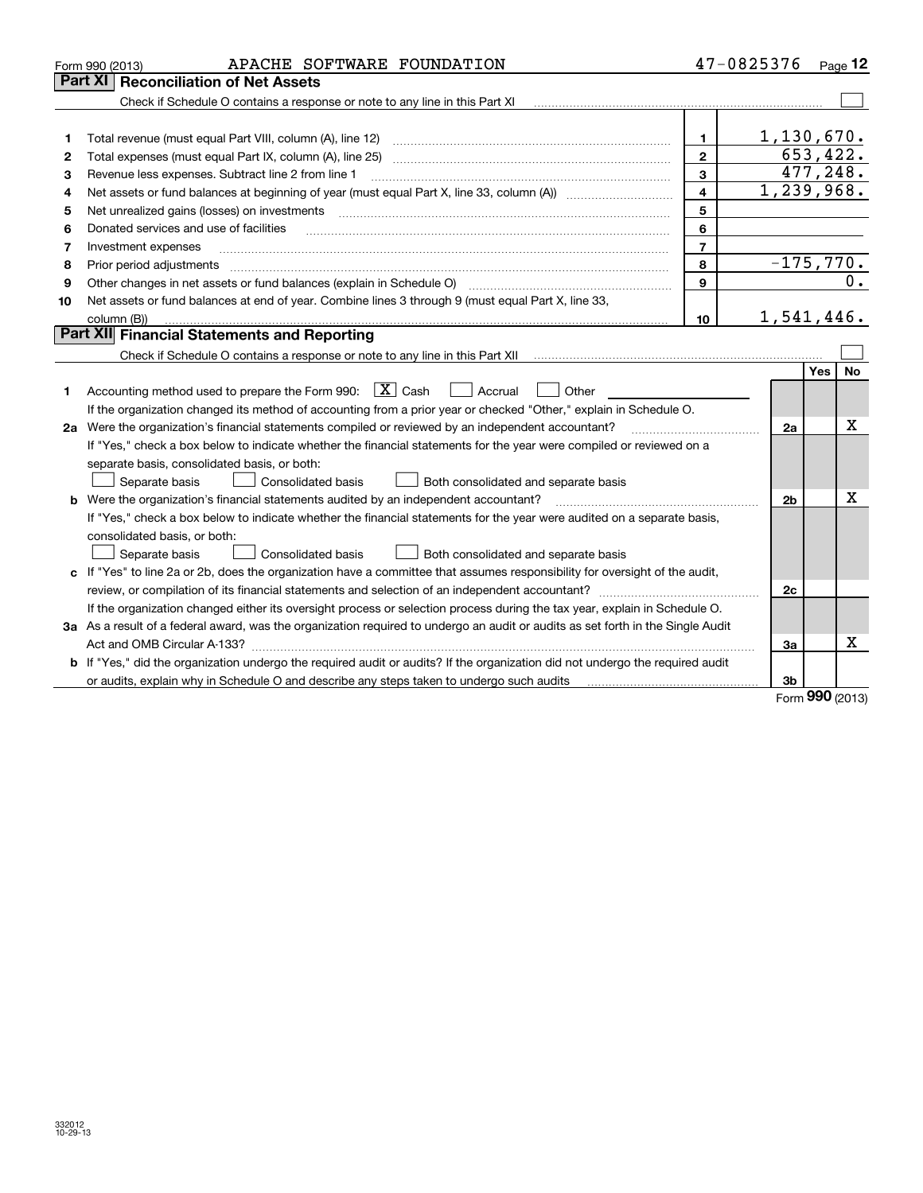Form 990 (2013) APACHE SOFTWARE FOUNDATION 47-0825376

## Part XI Reconciliation of Net Assets

Check if Schedule O contains a response or note to any line in this Part XI

| | | | |
|---|---|---|---|
| 1 | Total revenue (must equal Part VIII, column (A), line 12) | 1 | 1,130,670. |
| 2 | Total expenses (must equal Part IX, column (A), line 25) | 2 | 653,422. |
| 3 | Revenue less expenses. Subtract line 2 from line 1 | 3 | 477,248. |
| 4 | Net assets or fund balances at beginning of year (must equal Part X, line 33, column (A)) | 4 | 1,239,968. |
| 5 | Net unrealized gains (losses) on investments | 5 | |
| 6 | Donated services and use of facilities | 6 | |
| 7 | Investment expenses | 7 | |
| 8 | Prior period adjustments | 8 | -175,770. |
| 9 | Other changes in net assets or fund balances (explain in Schedule O) | 9 | 0. |
| 10 | Net assets or fund balances at end of year. Combine lines 3 through 9 (must equal Part X, line 33, column (B)) | 10 | 1,541,446. |

## Part XII Financial Statements and Reporting

Check if Schedule O contains a response or note to any line in this Part XII

| | | | Yes | No |
|---|---|---|---|---|
| 1 | Accounting method used to prepare the Form 990: [X] Cash [ ] Accrual [ ] Other<br>If the organization changed its method of accounting from a prior year or checked "Other," explain in Schedule O. | | | |
| 2a | Were the organization's financial statements compiled or reviewed by an independent accountant?<br>If "Yes," check a box below to indicate whether the financial statements for the year were compiled or reviewed on a separate basis, consolidated basis, or both:<br>[ ] Separate basis [ ] Consolidated basis [ ] Both consolidated and separate basis | 2a | | X |
| b | Were the organization's financial statements audited by an independent accountant?<br>If "Yes," check a box below to indicate whether the financial statements for the year were audited on a separate basis, consolidated basis, or both:<br>[ ] Separate basis [ ] Consolidated basis [ ] Both consolidated and separate basis | 2b | | X |
| c | If "Yes" to line 2a or 2b, does the organization have a committee that assumes responsibility for oversight of the audit, review, or compilation of its financial statements and selection of an independent accountant?<br>If the organization changed either its oversight process or selection process during the tax year, explain in Schedule O. | 2c | | |
| 3a | As a result of a federal award, was the organization required to undergo an audit or audits as set forth in the Single Audit Act and OMB Circular A-133? | 3a | | X |
| b | If "Yes," did the organization undergo the required audit or audits? If the organization did not undergo the required audit or audits, explain why in Schedule O and describe any steps taken to undergo such audits | 3b | | |

Form **990** (2013)

332012 10-29-13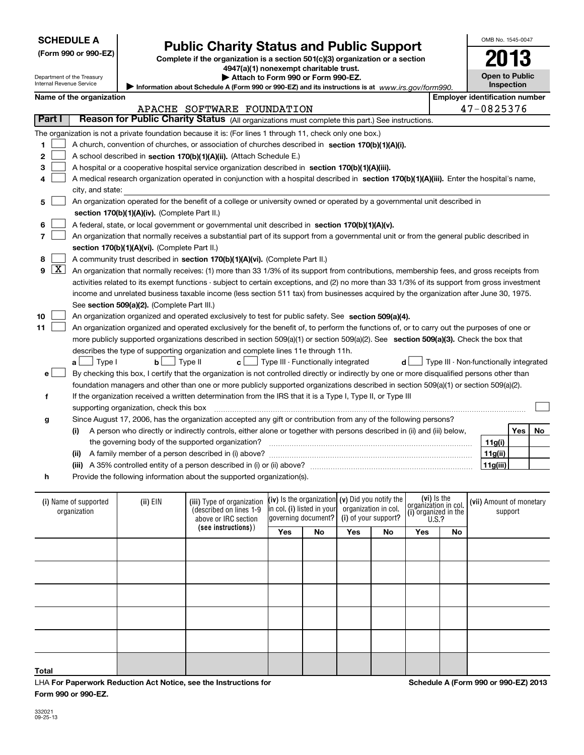**SCHEDULE A**
**(Form 990 or 990-EZ)**

Department of the Treasury
Internal Revenue Service

# Public Charity Status and Public Support

**Complete if the organization is a section 501(c)(3) organization or a section 4947(a)(1) nonexempt charitable trust.**
**▶ Attach to Form 990 or Form 990-EZ.**
**▶ Information about Schedule A (Form 990 or 990-EZ) and its instructions is at** *www.irs.gov/form990.*

OMB No. 1545-0047
**2013**
**Open to Public Inspection**

**Name of the organization:** APACHE SOFTWARE FOUNDATION
**Employer identification number:** 47-0825376

## Part I Reason for Public Charity Status (All organizations must complete this part.) See instructions.

The organization is not a private foundation because it is: (For lines 1 through 11, check only one box.)

1. [ ] A church, convention of churches, or association of churches described in **section 170(b)(1)(A)(i).**
2. [ ] A school described in **section 170(b)(1)(A)(ii).** (Attach Schedule E.)
3. [ ] A hospital or a cooperative hospital service organization described in **section 170(b)(1)(A)(iii).**
4. [ ] A medical research organization operated in conjunction with a hospital described in **section 170(b)(1)(A)(iii).** Enter the hospital's name, city, and state:
5. [ ] An organization operated for the benefit of a college or university owned or operated by a governmental unit described in **section 170(b)(1)(A)(iv).** (Complete Part II.)
6. [ ] A federal, state, or local government or governmental unit described in **section 170(b)(1)(A)(v).**
7. [ ] An organization that normally receives a substantial part of its support from a governmental unit or from the general public described in **section 170(b)(1)(A)(vi).** (Complete Part II.)
8. [ ] A community trust described in **section 170(b)(1)(A)(vi).** (Complete Part II.)
9. [X] An organization that normally receives: (1) more than 33 1/3% of its support from contributions, membership fees, and gross receipts from activities related to its exempt functions - subject to certain exceptions, and (2) no more than 33 1/3% of its support from gross investment income and unrelated business taxable income (less section 511 tax) from businesses acquired by the organization after June 30, 1975. See **section 509(a)(2).** (Complete Part III.)
10. [ ] An organization organized and operated exclusively to test for public safety. See **section 509(a)(4).**
11. [ ] An organization organized and operated exclusively for the benefit of, to perform the functions of, or to carry out the purposes of one or more publicly supported organizations described in section 509(a)(1) or section 509(a)(2). See **section 509(a)(3).** Check the box that describes the type of supporting organization and complete lines 11e through 11h.
   - **a** [ ] Type I **b** [ ] Type II **c** [ ] Type III - Functionally integrated **d** [ ] Type III - Non-functionally integrated
   - **e** [ ] By checking this box, I certify that the organization is not controlled directly or indirectly by one or more disqualified persons other than foundation managers and other than one or more publicly supported organizations described in section 509(a)(1) or section 509(a)(2).
   - **f** If the organization received a written determination from the IRS that it is a Type I, Type II, or Type III supporting organization, check this box [ ]
   - **g** Since August 17, 2006, has the organization accepted any gift or contribution from any of the following persons?

| | | Yes | No |
|---|---|---|---|
| (i) A person who directly or indirectly controls, either alone or together with persons described in (ii) and (iii) below, the governing body of the supported organization? | 11g(i) | | |
| (ii) A family member of a person described in (i) above? | 11g(ii) | | |
| (iii) A 35% controlled entity of a person described in (i) or (ii) above? | 11g(iii) | | |

   - **h** Provide the following information about the supported organization(s).

| (i) Name of supported organization | (ii) EIN | (iii) Type of organization (described on lines 1-9 above or IRC section (see instructions)) | (iv) Is the organization in col. (i) listed in your governing document? | | (v) Did you notify the organization in col. (i) of your support? | | (vi) Is the organization in col. (i) organized in the U.S.? | | (vii) Amount of monetary support |
|---|---|---|---|---|---|---|---|---|---|
| | | | Yes | No | Yes | No | Yes | No | |
| | | | | | | | | | |
| | | | | | | | | | |
| | | | | | | | | | |
| | | | | | | | | | |
| | | | | | | | | | |
| **Total** | | | | | | | | | |

LHA **For Paperwork Reduction Act Notice, see the Instructions for Form 990 or 990-EZ.**

**Schedule A (Form 990 or 990-EZ) 2013**

332021
09-25-13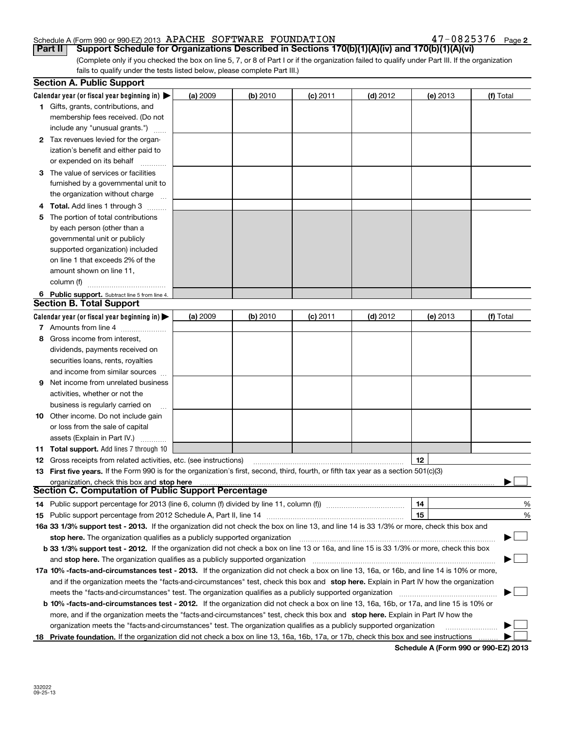Schedule A (Form 990 or 990-EZ) 2013 APACHE SOFTWARE FOUNDATION 47-0825376 Page 2

**Part II Support Schedule for Organizations Described in Sections 170(b)(1)(A)(iv) and 170(b)(1)(A)(vi)**

(Complete only if you checked the box on line 5, 7, or 8 of Part I or if the organization failed to qualify under Part III. If the organization fails to qualify under the tests listed below, please complete Part III.)

## Section A. Public Support

| Calendar year (or fiscal year beginning in) ▶ | (a) 2009 | (b) 2010 | (c) 2011 | (d) 2012 | (e) 2013 | (f) Total |
|---|---|---|---|---|---|---|
| **1** Gifts, grants, contributions, and membership fees received. (Do not include any "unusual grants.") | | | | | | |
| **2** Tax revenues levied for the organization's benefit and either paid to or expended on its behalf | | | | | | |
| **3** The value of services or facilities furnished by a governmental unit to the organization without charge | | | | | | |
| **4 Total.** Add lines 1 through 3 | | | | | | |
| **5** The portion of total contributions by each person (other than a governmental unit or publicly supported organization) included on line 1 that exceeds 2% of the amount shown on line 11, column (f) | | | | | | |
| **6 Public support.** Subtract line 5 from line 4. | | | | | | |

## Section B. Total Support

| Calendar year (or fiscal year beginning in) ▶ | (a) 2009 | (b) 2010 | (c) 2011 | (d) 2012 | (e) 2013 | (f) Total |
|---|---|---|---|---|---|---|
| **7** Amounts from line 4 | | | | | | |
| **8** Gross income from interest, dividends, payments received on securities loans, rents, royalties and income from similar sources | | | | | | |
| **9** Net income from unrelated business activities, whether or not the business is regularly carried on | | | | | | |
| **10** Other income. Do not include gain or loss from the sale of capital assets (Explain in Part IV.) | | | | | | |
| **11 Total support.** Add lines 7 through 10 | | | | | | |

**12** Gross receipts from related activities, etc. (see instructions) | **12** |

**13 First five years.** If the Form 990 is for the organization's first, second, third, fourth, or fifth tax year as a section 501(c)(3) organization, check this box and **stop here** ▶ ☐

## Section C. Computation of Public Support Percentage

**14** Public support percentage for 2013 (line 6, column (f) divided by line 11, column (f)) | **14** | %

**15** Public support percentage from 2012 Schedule A, Part II, line 14 | **15** | %

**16a 33 1/3% support test - 2013.** If the organization did not check the box on line 13, and line 14 is 33 1/3% or more, check this box and **stop here.** The organization qualifies as a publicly supported organization ▶ ☐

**b 33 1/3% support test - 2012.** If the organization did not check a box on line 13 or 16a, and line 15 is 33 1/3% or more, check this box and **stop here.** The organization qualifies as a publicly supported organization ▶ ☐

**17a 10% -facts-and-circumstances test - 2013.** If the organization did not check a box on line 13, 16a, or 16b, and line 14 is 10% or more, and if the organization meets the "facts-and-circumstances" test, check this box and **stop here.** Explain in Part IV how the organization meets the "facts-and-circumstances" test. The organization qualifies as a publicly supported organization ▶ ☐

**b 10% -facts-and-circumstances test - 2012.** If the organization did not check a box on line 13, 16a, 16b, or 17a, and line 15 is 10% or more, and if the organization meets the "facts-and-circumstances" test, check this box and **stop here.** Explain in Part IV how the organization meets the "facts-and-circumstances" test. The organization qualifies as a publicly supported organization ▶ ☐

**18 Private foundation.** If the organization did not check a box on line 13, 16a, 16b, 17a, or 17b, check this box and see instructions ▶ ☐

**Schedule A (Form 990 or 990-EZ) 2013**

332022 09-25-13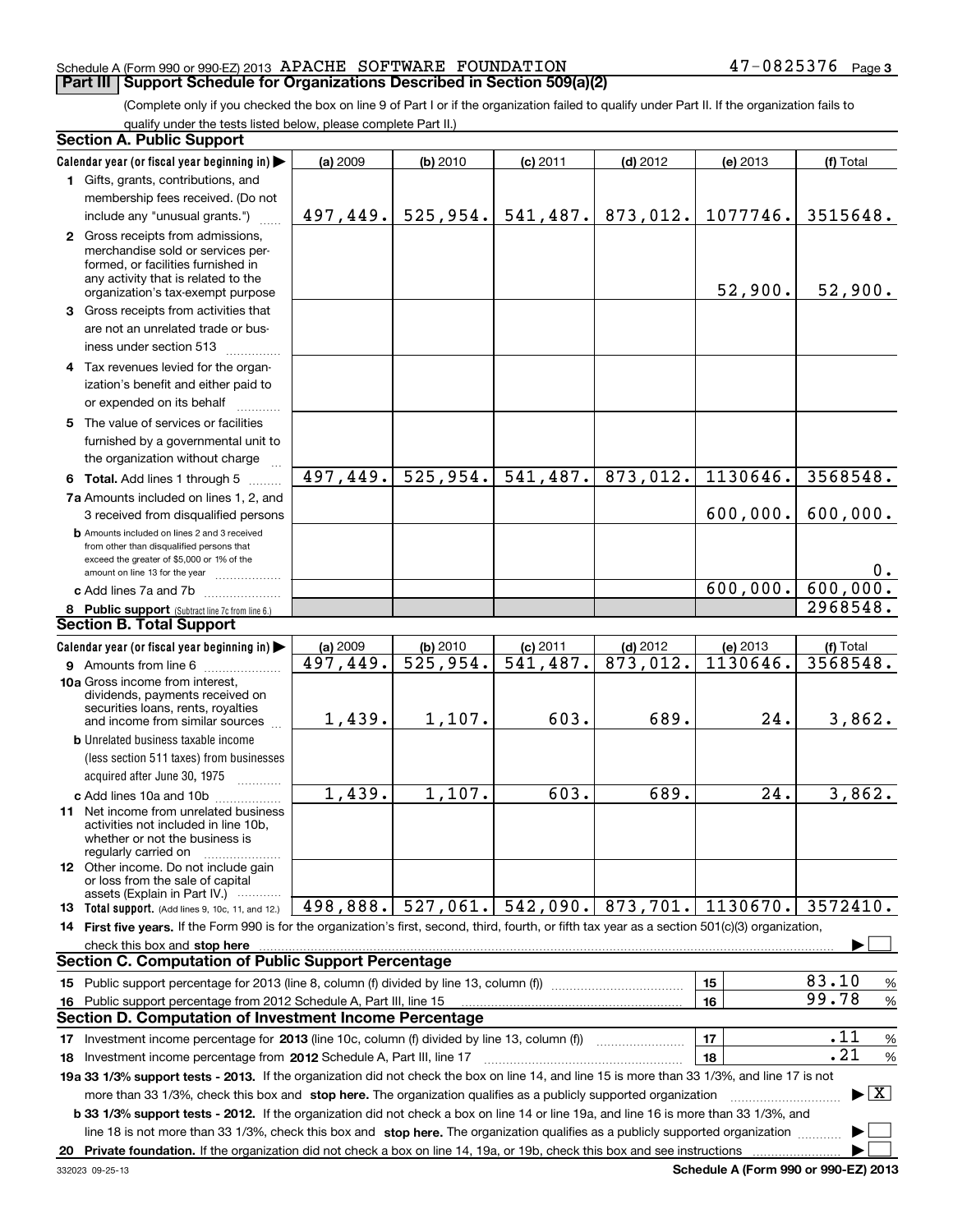Schedule A (Form 990 or 990-EZ) 2013 APACHE SOFTWARE FOUNDATION 47-0825376 Page 3

## Part III Support Schedule for Organizations Described in Section 509(a)(2)

(Complete only if you checked the box on line 9 of Part I or if the organization failed to qualify under Part II. If the organization fails to qualify under the tests listed below, please complete Part II.)

### Section A. Public Support

| Calendar year (or fiscal year beginning in) ▶ | (a) 2009 | (b) 2010 | (c) 2011 | (d) 2012 | (e) 2013 | (f) Total |
|---|---|---|---|---|---|---|
| 1 Gifts, grants, contributions, and membership fees received. (Do not include any "unusual grants.") | 497,449. | 525,954. | 541,487. | 873,012. | 1077746. | 3515648. |
| 2 Gross receipts from admissions, merchandise sold or services performed, or facilities furnished in any activity that is related to the organization's tax-exempt purpose | | | | | 52,900. | 52,900. |
| 3 Gross receipts from activities that are not an unrelated trade or business under section 513 | | | | | | |
| 4 Tax revenues levied for the organization's benefit and either paid to or expended on its behalf | | | | | | |
| 5 The value of services or facilities furnished by a governmental unit to the organization without charge | | | | | | |
| 6 Total. Add lines 1 through 5 | 497,449. | 525,954. | 541,487. | 873,012. | 1130646. | 3568548. |
| 7a Amounts included on lines 1, 2, and 3 received from disqualified persons | | | | | 600,000. | 600,000. |
| b Amounts included on lines 2 and 3 received from other than disqualified persons that exceed the greater of $5,000 or 1% of the amount on line 13 for the year | | | | | | 0. |
| c Add lines 7a and 7b | | | | | 600,000. | 600,000. |
| 8 Public support (Subtract line 7c from line 6.) | | | | | | 2968548. |

### Section B. Total Support

| Calendar year (or fiscal year beginning in) ▶ | (a) 2009 | (b) 2010 | (c) 2011 | (d) 2012 | (e) 2013 | (f) Total |
|---|---|---|---|---|---|---|
| 9 Amounts from line 6 | 497,449. | 525,954. | 541,487. | 873,012. | 1130646. | 3568548. |
| 10a Gross income from interest, dividends, payments received on securities loans, rents, royalties and income from similar sources | 1,439. | 1,107. | 603. | 689. | 24. | 3,862. |
| b Unrelated business taxable income (less section 511 taxes) from businesses acquired after June 30, 1975 | | | | | | |
| c Add lines 10a and 10b | 1,439. | 1,107. | 603. | 689. | 24. | 3,862. |
| 11 Net income from unrelated business activities not included in line 10b, whether or not the business is regularly carried on | | | | | | |
| 12 Other income. Do not include gain or loss from the sale of capital assets (Explain in Part IV.) | | | | | | |
| 13 Total support. (Add lines 9, 10c, 11, and 12.) | 498,888. | 527,061. | 542,090. | 873,701. | 1130670. | 3572410. |

14 First five years. If the Form 990 is for the organization's first, second, third, fourth, or fifth tax year as a section 501(c)(3) organization, check this box and stop here ▶ ☐

### Section C. Computation of Public Support Percentage

| | | | |
|---|---|---|---|
| 15 Public support percentage for 2013 (line 8, column (f) divided by line 13, column (f)) | 15 | 83.10 | % |
| 16 Public support percentage from 2012 Schedule A, Part III, line 15 | 16 | 99.78 | % |

### Section D. Computation of Investment Income Percentage

| | | | |
|---|---|---|---|
| 17 Investment income percentage for 2013 (line 10c, column (f) divided by line 13, column (f)) | 17 | .11 | % |
| 18 Investment income percentage from 2012 Schedule A, Part III, line 17 | 18 | .21 | % |

19a 33 1/3% support tests - 2013. If the organization did not check the box on line 14, and line 15 is more than 33 1/3%, and line 17 is not more than 33 1/3%, check this box and stop here. The organization qualifies as a publicly supported organization ▶ ☒

b 33 1/3% support tests - 2012. If the organization did not check a box on line 14 or line 19a, and line 16 is more than 33 1/3%, and line 18 is not more than 33 1/3%, check this box and stop here. The organization qualifies as a publicly supported organization ▶ ☐

20 Private foundation. If the organization did not check a box on line 14, 19a, or 19b, check this box and see instructions ▶ ☐

332023 09-25-13 Schedule A (Form 990 or 990-EZ) 2013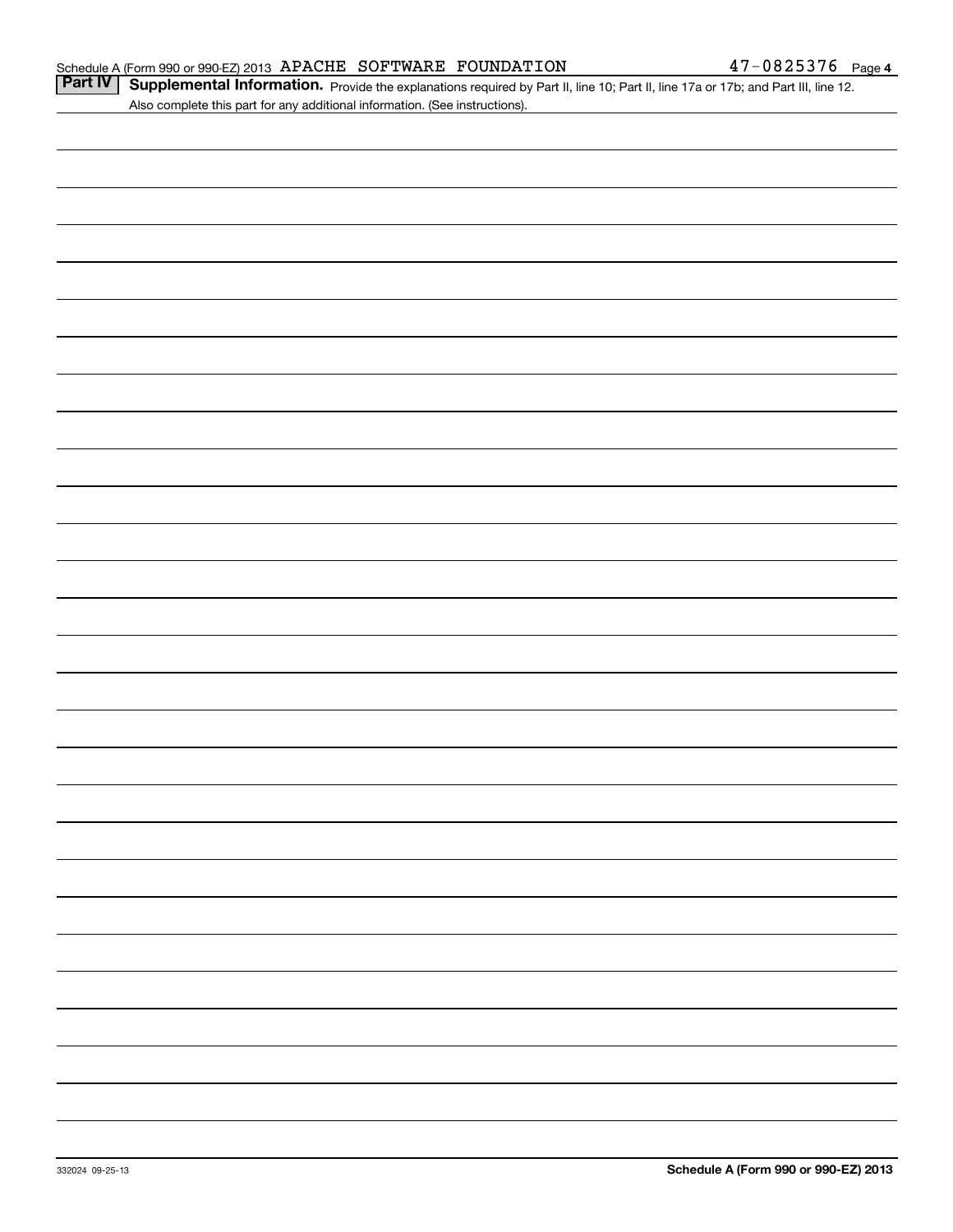Schedule A (Form 990 or 990-EZ) 2013 APACHE SOFTWARE FOUNDATION 47-0825376 Page 4

**Part IV** **Supplemental Information.** Provide the explanations required by Part II, line 10; Part II, line 17a or 17b; and Part III, line 12. Also complete this part for any additional information. (See instructions).

332024 09-25-13

**Schedule A (Form 990 or 990-EZ) 2013**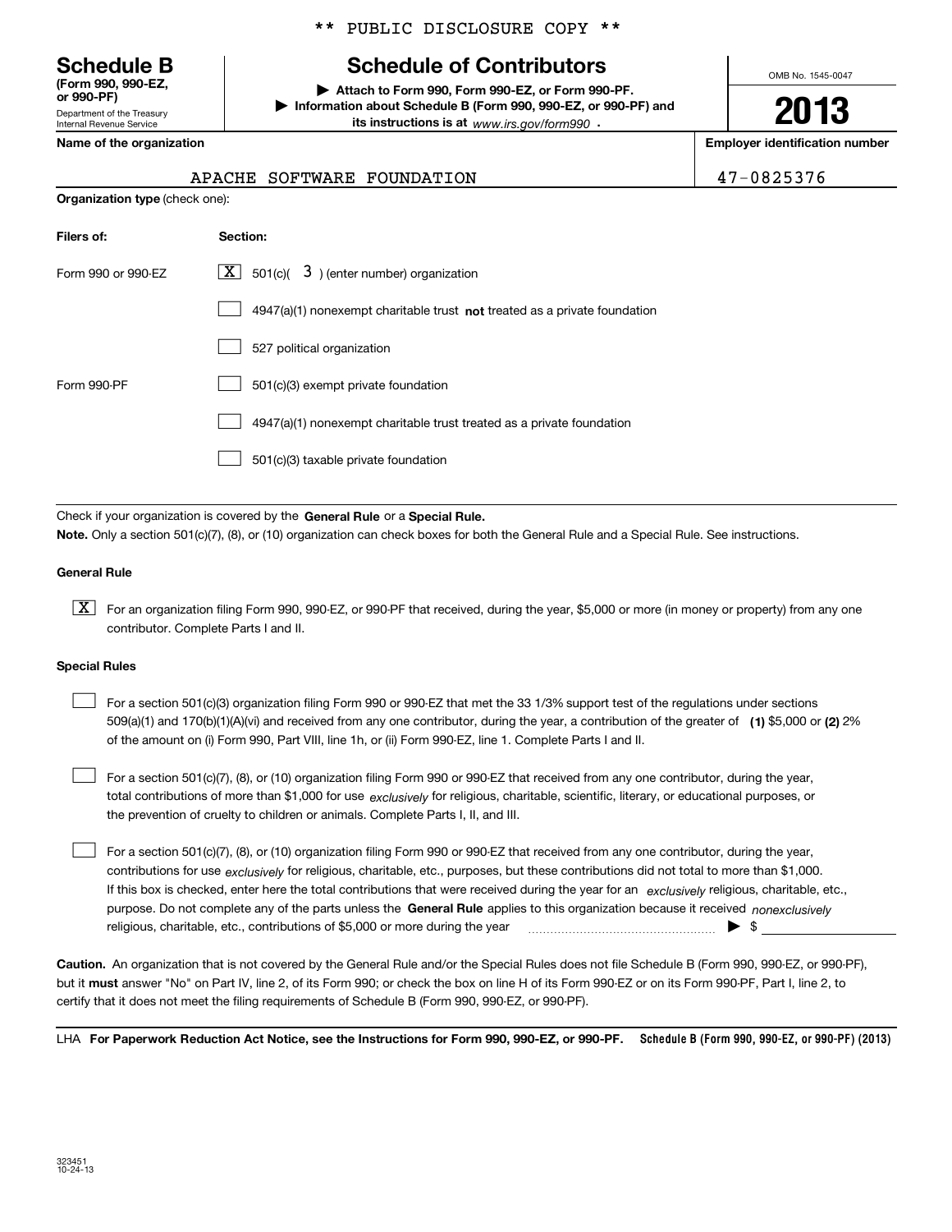** PUBLIC DISCLOSURE COPY **

**Schedule B**
**(Form 990, 990-EZ, or 990-PF)**
Department of the Treasury
Internal Revenue Service

# Schedule of Contributors

▶ **Attach to Form 990, Form 990-EZ, or Form 990-PF.**
▶ **Information about Schedule B (Form 990, 990-EZ, or 990-PF) and its instructions is at** *www.irs.gov/form990* .

OMB No. 1545-0047

**2013**

**Name of the organization**: APACHE SOFTWARE FOUNDATION

**Employer identification number**: 47-0825376

**Organization type** (check one):

| **Filers of:** | **Section:** |
|---|---|
| Form 990 or 990-EZ | [X] 501(c)( 3 ) (enter number) organization |
| | [ ] 4947(a)(1) nonexempt charitable trust **not** treated as a private foundation |
| | [ ] 527 political organization |
| Form 990-PF | [ ] 501(c)(3) exempt private foundation |
| | [ ] 4947(a)(1) nonexempt charitable trust treated as a private foundation |
| | [ ] 501(c)(3) taxable private foundation |

Check if your organization is covered by the **General Rule** or a **Special Rule.**

**Note.** Only a section 501(c)(7), (8), or (10) organization can check boxes for both the General Rule and a Special Rule. See instructions.

**General Rule**

[X] For an organization filing Form 990, 990-EZ, or 990-PF that received, during the year, $5,000 or more (in money or property) from any one contributor. Complete Parts I and II.

**Special Rules**

[ ] For a section 501(c)(3) organization filing Form 990 or 990-EZ that met the 33 1/3% support test of the regulations under sections 509(a)(1) and 170(b)(1)(A)(vi) and received from any one contributor, during the year, a contribution of the greater of **(1)** $5,000 or **(2)** 2% of the amount on (i) Form 990, Part VIII, line 1h, or (ii) Form 990-EZ, line 1. Complete Parts I and II.

[ ] For a section 501(c)(7), (8), or (10) organization filing Form 990 or 990-EZ that received from any one contributor, during the year, total contributions of more than $1,000 for use *exclusively* for religious, charitable, scientific, literary, or educational purposes, or the prevention of cruelty to children or animals. Complete Parts I, II, and III.

[ ] For a section 501(c)(7), (8), or (10) organization filing Form 990 or 990-EZ that received from any one contributor, during the year, contributions for use *exclusively* for religious, charitable, etc., purposes, but these contributions did not total to more than $1,000. If this box is checked, enter here the total contributions that were received during the year for an *exclusively* religious, charitable, etc., purpose. Do not complete any of the parts unless the **General Rule** applies to this organization because it received *nonexclusively* religious, charitable, etc., contributions of $5,000 or more during the year ▶ $

**Caution.** An organization that is not covered by the General Rule and/or the Special Rules does not file Schedule B (Form 990, 990-EZ, or 990-PF), but it **must** answer "No" on Part IV, line 2, of its Form 990; or check the box on line H of its Form 990-EZ or on its Form 990-PF, Part I, line 2, to certify that it does not meet the filing requirements of Schedule B (Form 990, 990-EZ, or 990-PF).

LHA **For Paperwork Reduction Act Notice, see the Instructions for Form 990, 990-EZ, or 990-PF.** **Schedule B (Form 990, 990-EZ, or 990-PF) (2013)**

323451
10-24-13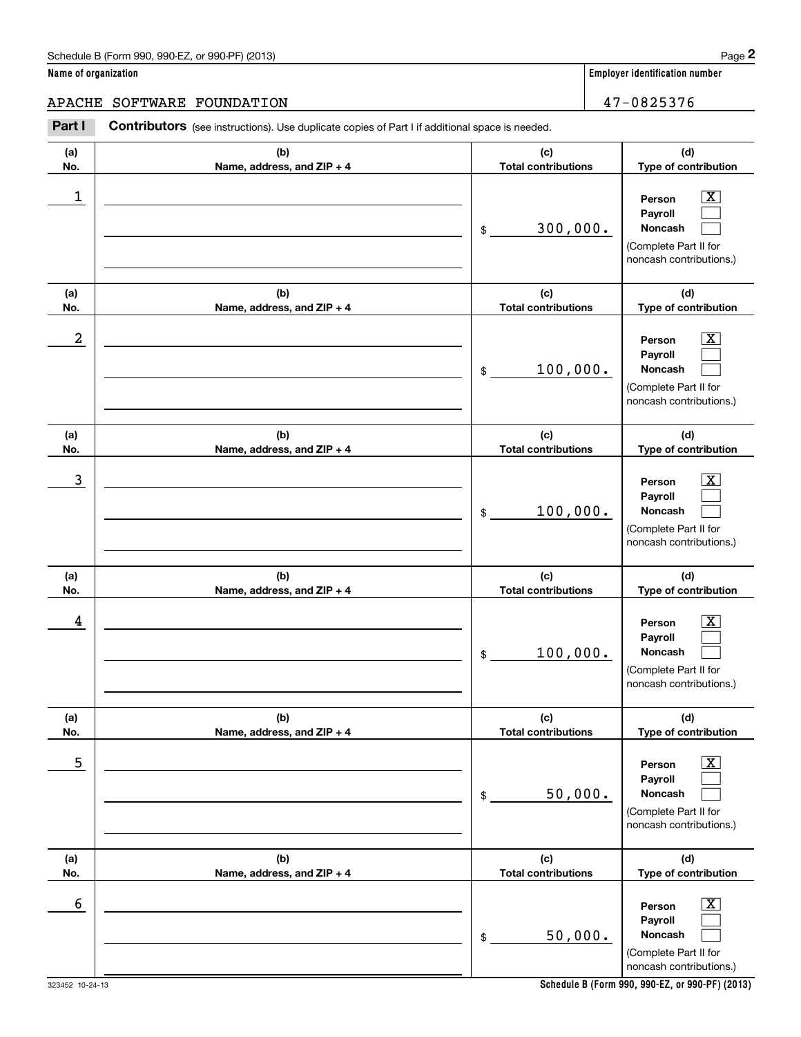Schedule B (Form 990, 990-EZ, or 990-PF) (2013)

**Name of organization**

APACHE SOFTWARE FOUNDATION

**Employer identification number**

47-0825376

**Part I** **Contributors** (see instructions). Use duplicate copies of Part I if additional space is needed.

| (a) No. | (b) Name, address, and ZIP + 4 | (c) Total contributions | (d) Type of contribution |
|---|---|---|---|
| 1 | | $ 300,000. | Person [X] Payroll [ ] Noncash [ ] (Complete Part II for noncash contributions.) |
| 2 | | $ 100,000. | Person [X] Payroll [ ] Noncash [ ] (Complete Part II for noncash contributions.) |
| 3 | | $ 100,000. | Person [X] Payroll [ ] Noncash [ ] (Complete Part II for noncash contributions.) |
| 4 | | $ 100,000. | Person [X] Payroll [ ] Noncash [ ] (Complete Part II for noncash contributions.) |
| 5 | | $ 50,000. | Person [X] Payroll [ ] Noncash [ ] (Complete Part II for noncash contributions.) |
| 6 | | $ 50,000. | Person [X] Payroll [ ] Noncash [ ] (Complete Part II for noncash contributions.) |

323452 10-24-13

**Schedule B (Form 990, 990-EZ, or 990-PF) (2013)**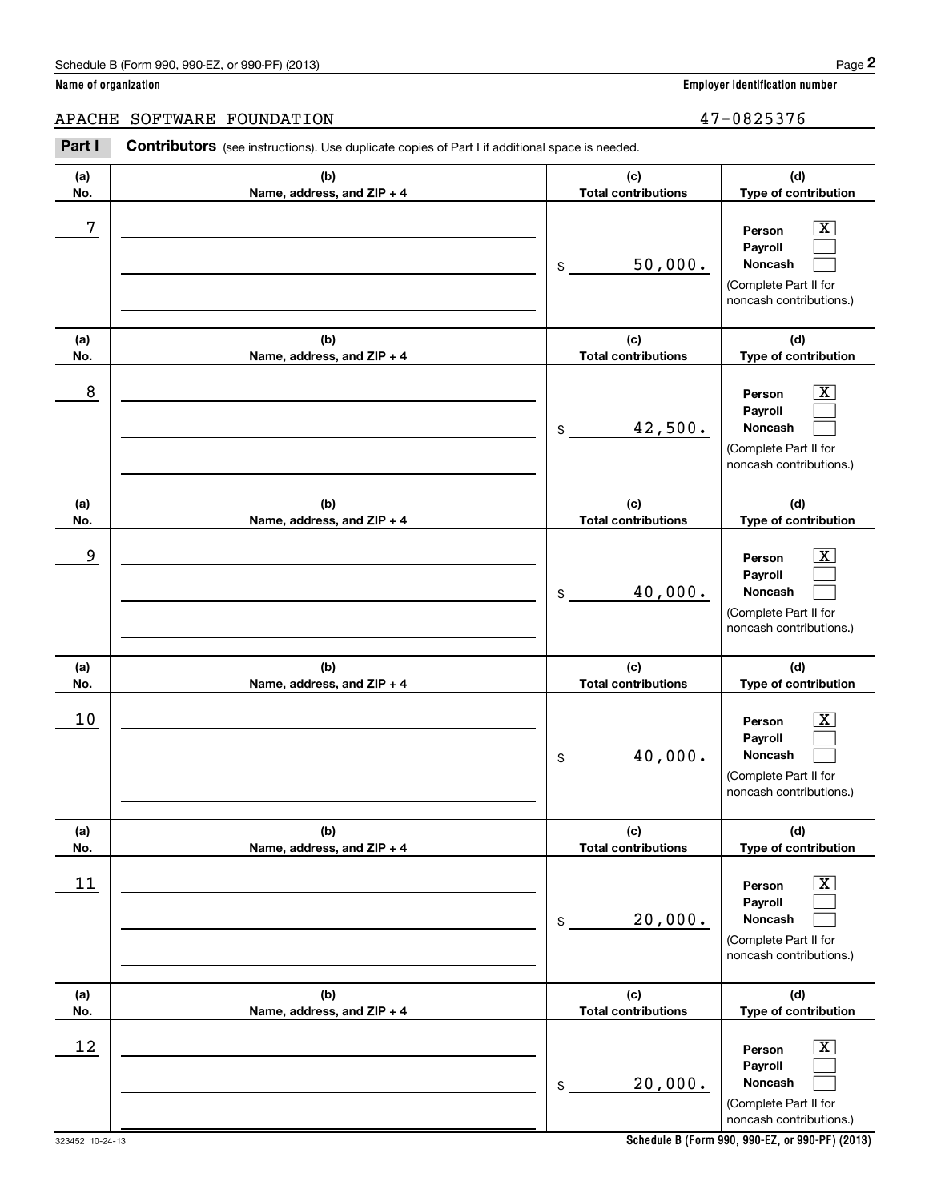Schedule B (Form 990, 990-EZ, or 990-PF) (2013) Page **2**

**Name of organization** | **Employer identification number**

APACHE SOFTWARE FOUNDATION | 47-0825376

**Part I** **Contributors** (see instructions). Use duplicate copies of Part I if additional space is needed.

| (a) No. | (b) Name, address, and ZIP + 4 | (c) Total contributions | (d) Type of contribution |
|---|---|---|---|
| 7 | | $ 50,000. | Person [X] Payroll [ ] Noncash [ ] (Complete Part II for noncash contributions.) |
| 8 | | $ 42,500. | Person [X] Payroll [ ] Noncash [ ] (Complete Part II for noncash contributions.) |
| 9 | | $ 40,000. | Person [X] Payroll [ ] Noncash [ ] (Complete Part II for noncash contributions.) |
| 10 | | $ 40,000. | Person [X] Payroll [ ] Noncash [ ] (Complete Part II for noncash contributions.) |
| 11 | | $ 20,000. | Person [X] Payroll [ ] Noncash [ ] (Complete Part II for noncash contributions.) |
| 12 | | $ 20,000. | Person [X] Payroll [ ] Noncash [ ] (Complete Part II for noncash contributions.) |

323452 10-24-13 **Schedule B (Form 990, 990-EZ, or 990-PF) (2013)**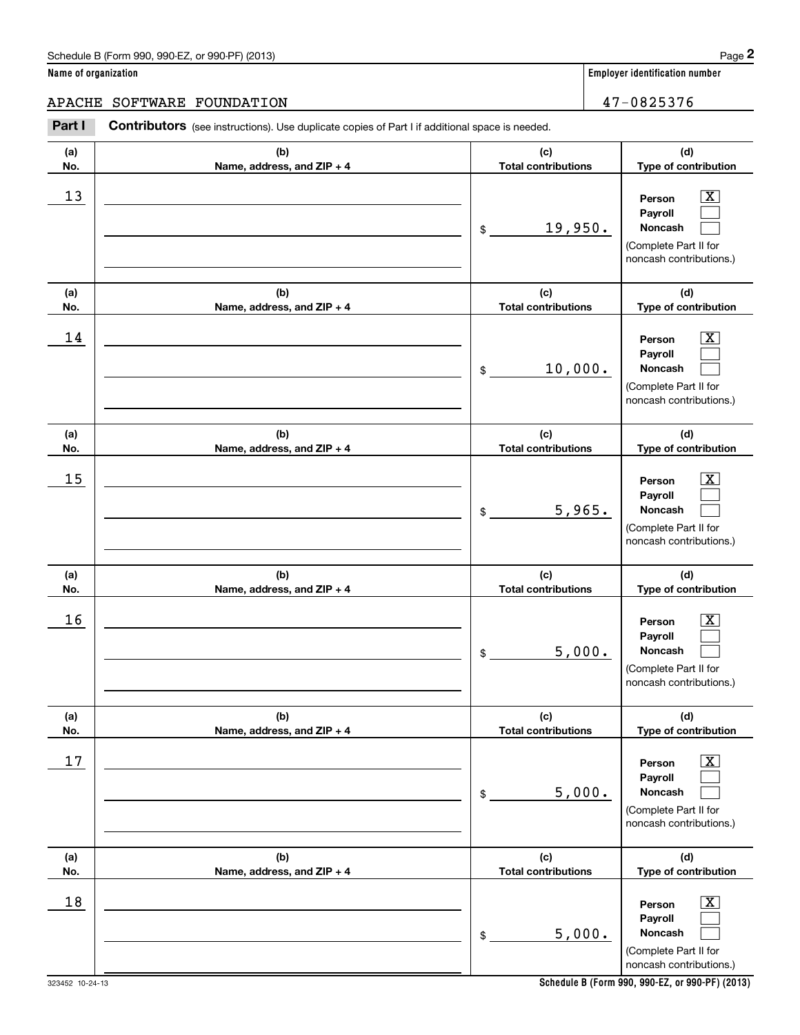Schedule B (Form 990, 990-EZ, or 990-PF) (2013)

**Name of organization**

APACHE SOFTWARE FOUNDATION

**Employer identification number**

47-0825376

**Part I** **Contributors** (see instructions). Use duplicate copies of Part I if additional space is needed.

| (a) No. | (b) Name, address, and ZIP + 4 | (c) Total contributions | (d) Type of contribution |
|---|---|---|---|
| 13 | | $ 19,950. | Person [X] Payroll [ ] Noncash [ ] (Complete Part II for noncash contributions.) |
| 14 | | $ 10,000. | Person [X] Payroll [ ] Noncash [ ] (Complete Part II for noncash contributions.) |
| 15 | | $ 5,965. | Person [X] Payroll [ ] Noncash [ ] (Complete Part II for noncash contributions.) |
| 16 | | $ 5,000. | Person [X] Payroll [ ] Noncash [ ] (Complete Part II for noncash contributions.) |
| 17 | | $ 5,000. | Person [X] Payroll [ ] Noncash [ ] (Complete Part II for noncash contributions.) |
| 18 | | $ 5,000. | Person [X] Payroll [ ] Noncash [ ] (Complete Part II for noncash contributions.) |

323452 10-24-13

**Schedule B (Form 990, 990-EZ, or 990-PF) (2013)**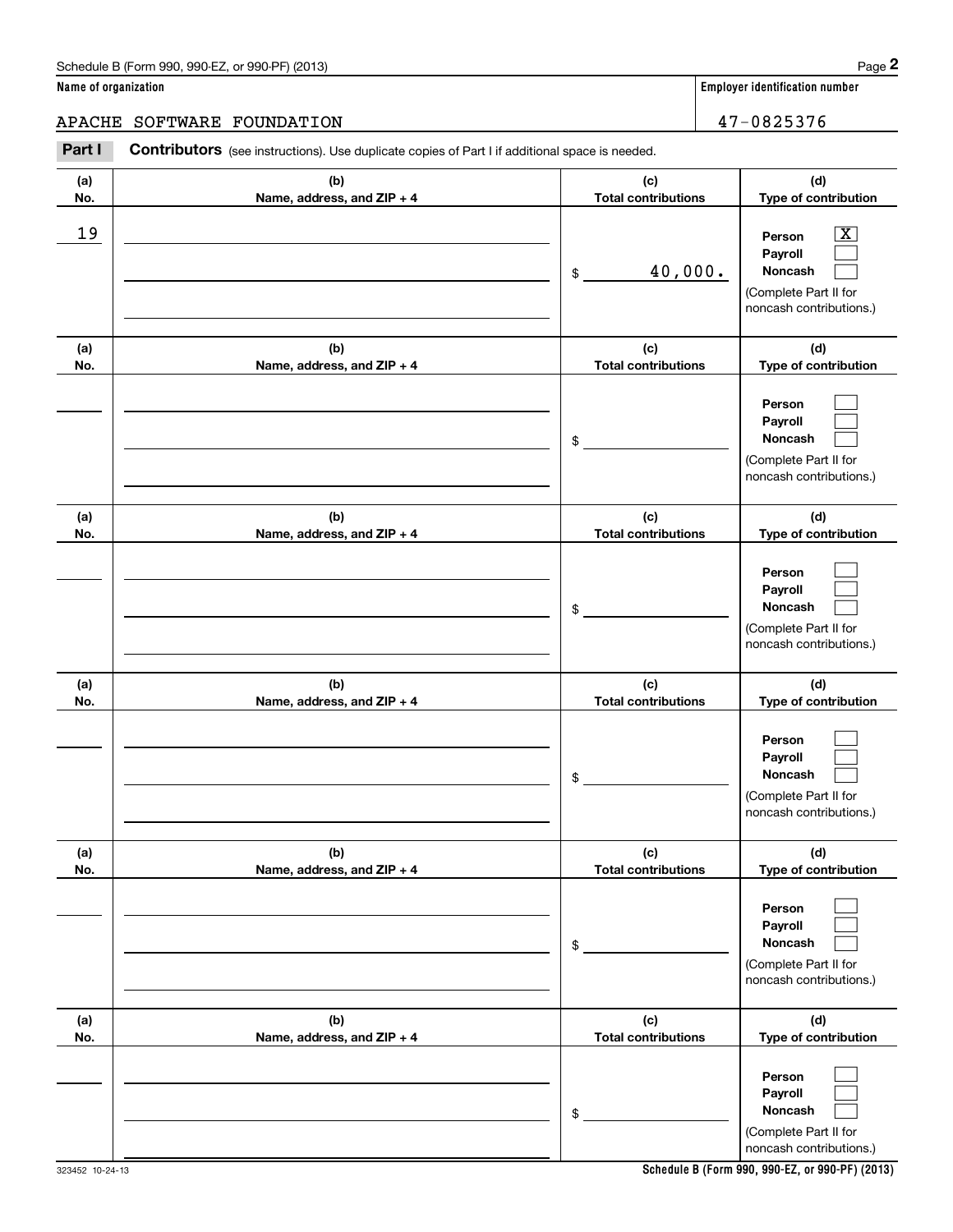Schedule B (Form 990, 990-EZ, or 990-PF) (2013)

**Name of organization**

APACHE SOFTWARE FOUNDATION

**Employer identification number**

47-0825376

**Part I** **Contributors** (see instructions). Use duplicate copies of Part I if additional space is needed.

| (a) No. | (b) Name, address, and ZIP + 4 | (c) Total contributions | (d) Type of contribution |
|---|---|---|---|
| 19 | | $ 40,000. | Person [X] Payroll [ ] Noncash [ ] (Complete Part II for noncash contributions.) |
| | | $ | Person [ ] Payroll [ ] Noncash [ ] (Complete Part II for noncash contributions.) |
| | | $ | Person [ ] Payroll [ ] Noncash [ ] (Complete Part II for noncash contributions.) |
| | | $ | Person [ ] Payroll [ ] Noncash [ ] (Complete Part II for noncash contributions.) |
| | | $ | Person [ ] Payroll [ ] Noncash [ ] (Complete Part II for noncash contributions.) |
| | | $ | Person [ ] Payroll [ ] Noncash [ ] (Complete Part II for noncash contributions.) |

323452 10-24-13

**Schedule B (Form 990, 990-EZ, or 990-PF) (2013)**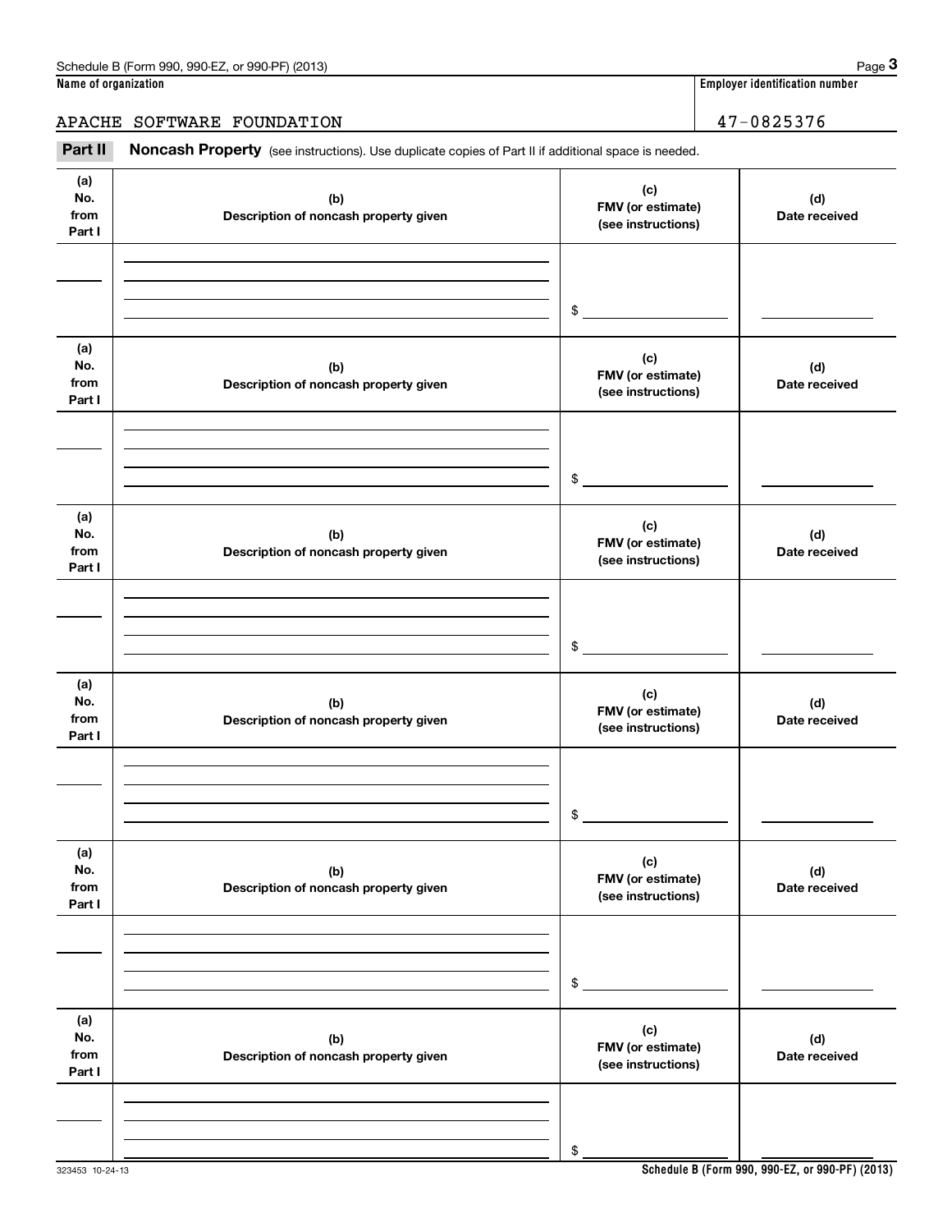**Name of organization**

APACHE SOFTWARE FOUNDATION

**Employer identification number**

47-0825376

**Part II** **Noncash Property** (see instructions). Use duplicate copies of Part II if additional space is needed.

| (a) No. from Part I | (b) Description of noncash property given | (c) FMV (or estimate) (see instructions) | (d) Date received |
|---|---|---|---|
| | | $ | |

| (a) No. from Part I | (b) Description of noncash property given | (c) FMV (or estimate) (see instructions) | (d) Date received |
|---|---|---|---|
| | | $ | |

| (a) No. from Part I | (b) Description of noncash property given | (c) FMV (or estimate) (see instructions) | (d) Date received |
|---|---|---|---|
| | | $ | |

| (a) No. from Part I | (b) Description of noncash property given | (c) FMV (or estimate) (see instructions) | (d) Date received |
|---|---|---|---|
| | | $ | |

| (a) No. from Part I | (b) Description of noncash property given | (c) FMV (or estimate) (see instructions) | (d) Date received |
|---|---|---|---|
| | | $ | |

| (a) No. from Part I | (b) Description of noncash property given | (c) FMV (or estimate) (see instructions) | (d) Date received |
|---|---|---|---|
| | | $ | |

323453 10-24-13

**Schedule B (Form 990, 990-EZ, or 990-PF) (2013)**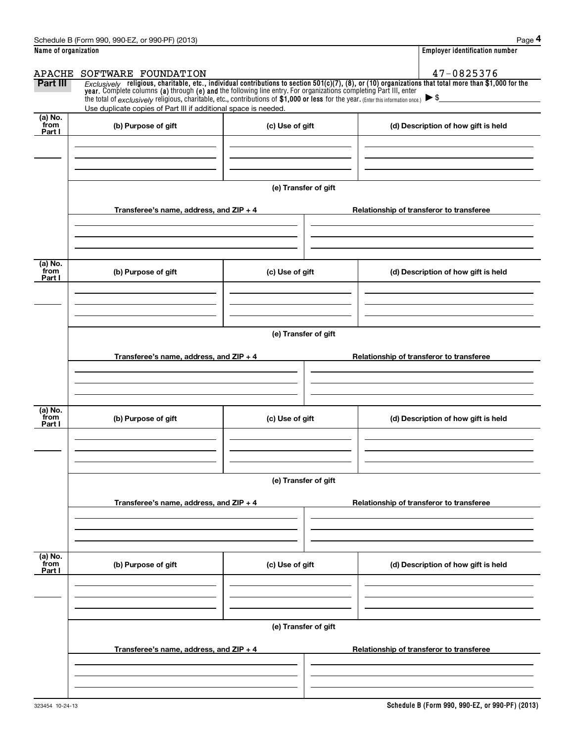Schedule B (Form 990, 990-EZ, or 990-PF) (2013)

| Name of organization | Employer identification number |
|---|---|
| APACHE SOFTWARE FOUNDATION | 47-0825376 |

**Part III** *Exclusively* **religious, charitable, etc., individual contributions to section 501(c)(7), (8), or (10) organizations that total more than $1,000 for the year.** Complete columns **(a)** through **(e)** and the following line entry. For organizations completing Part III, enter the total of *exclusively* religious, charitable, etc., contributions of **$1,000 or less** for the year. (Enter this information once.) ▶ $

Use duplicate copies of Part III if additional space is needed.

| (a) No. from Part I | (b) Purpose of gift | (c) Use of gift | (d) Description of how gift is held |
|---|---|---|---|
| | | | |

**(e) Transfer of gift**

| Transferee's name, address, and ZIP + 4 | Relationship of transferor to transferee |
|---|---|
| | |

| (a) No. from Part I | (b) Purpose of gift | (c) Use of gift | (d) Description of how gift is held |
|---|---|---|---|
| | | | |

**(e) Transfer of gift**

| Transferee's name, address, and ZIP + 4 | Relationship of transferor to transferee |
|---|---|
| | |

| (a) No. from Part I | (b) Purpose of gift | (c) Use of gift | (d) Description of how gift is held |
|---|---|---|---|
| | | | |

**(e) Transfer of gift**

| Transferee's name, address, and ZIP + 4 | Relationship of transferor to transferee |
|---|---|
| | |

| (a) No. from Part I | (b) Purpose of gift | (c) Use of gift | (d) Description of how gift is held |
|---|---|---|---|
| | | | |

**(e) Transfer of gift**

| Transferee's name, address, and ZIP + 4 | Relationship of transferor to transferee |
|---|---|
| | |

323454 10-24-13

**Schedule B (Form 990, 990-EZ, or 990-PF) (2013)**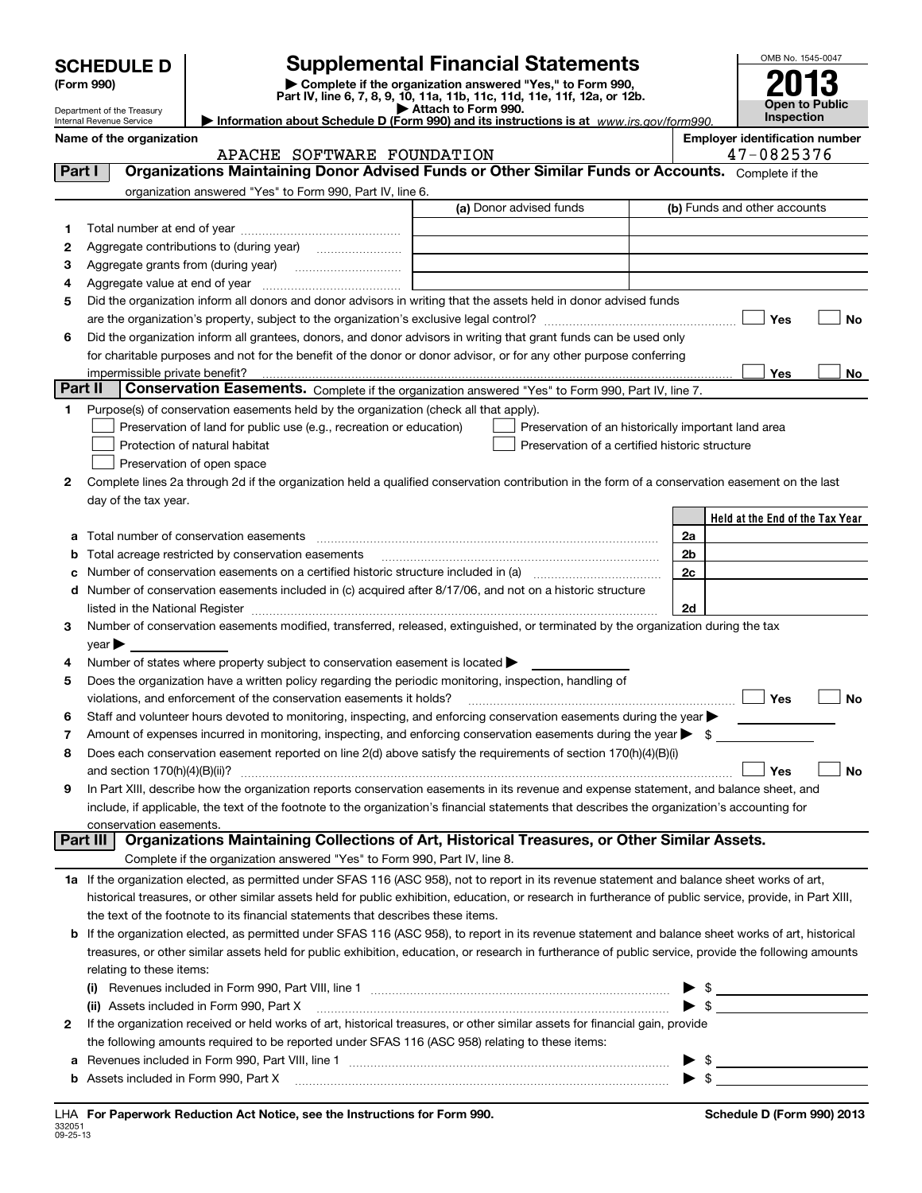# SCHEDULE D (Form 990)

Department of the Treasury
Internal Revenue Service

## Supplemental Financial Statements

▶ Complete if the organization answered "Yes," to Form 990, Part IV, line 6, 7, 8, 9, 10, 11a, 11b, 11c, 11d, 11e, 11f, 12a, or 12b.
▶ Attach to Form 990.
▶ Information about Schedule D (Form 990) and its instructions is at www.irs.gov/form990.

OMB No. 1545-0047

**2013**

**Open to Public Inspection**

**Name of the organization:** APACHE SOFTWARE FOUNDATION

**Employer identification number:** 47-0825376

### Part I — Organizations Maintaining Donor Advised Funds or Other Similar Funds or Accounts. Complete if the organization answered "Yes" to Form 990, Part IV, line 6.

| | | (a) Donor advised funds | (b) Funds and other accounts |
|---|---|---|---|
| 1 | Total number at end of year | | |
| 2 | Aggregate contributions to (during year) | | |
| 3 | Aggregate grants from (during year) | | |
| 4 | Aggregate value at end of year | | |

5 Did the organization inform all donors and donor advisors in writing that the assets held in donor advised funds are the organization's property, subject to the organization's exclusive legal control? ☐ Yes ☐ No

6 Did the organization inform all grantees, donors, and donor advisors in writing that grant funds can be used only for charitable purposes and not for the benefit of the donor or donor advisor, or for any other purpose conferring impermissible private benefit? ☐ Yes ☐ No

### Part II — Conservation Easements. Complete if the organization answered "Yes" to Form 990, Part IV, line 7.

1 Purpose(s) of conservation easements held by the organization (check all that apply).

- ☐ Preservation of land for public use (e.g., recreation or education)
- ☐ Protection of natural habitat
- ☐ Preservation of open space
- ☐ Preservation of an historically important land area
- ☐ Preservation of a certified historic structure

2 Complete lines 2a through 2d if the organization held a qualified conservation contribution in the form of a conservation easement on the last day of the tax year.

| | | | Held at the End of the Tax Year |
|---|---|---|---|
| a | Total number of conservation easements | 2a | |
| b | Total acreage restricted by conservation easements | 2b | |
| c | Number of conservation easements on a certified historic structure included in (a) | 2c | |
| d | Number of conservation easements included in (c) acquired after 8/17/06, and not on a historic structure listed in the National Register | 2d | |

3 Number of conservation easements modified, transferred, released, extinguished, or terminated by the organization during the tax year ▶

4 Number of states where property subject to conservation easement is located ▶

5 Does the organization have a written policy regarding the periodic monitoring, inspection, handling of violations, and enforcement of the conservation easements it holds? ☐ Yes ☐ No

6 Staff and volunteer hours devoted to monitoring, inspecting, and enforcing conservation easements during the year ▶

7 Amount of expenses incurred in monitoring, inspecting, and enforcing conservation easements during the year ▶ $

8 Does each conservation easement reported on line 2(d) above satisfy the requirements of section 170(h)(4)(B)(i) and section 170(h)(4)(B)(ii)? ☐ Yes ☐ No

9 In Part XIII, describe how the organization reports conservation easements in its revenue and expense statement, and balance sheet, and include, if applicable, the text of the footnote to the organization's financial statements that describes the organization's accounting for conservation easements.

### Part III — Organizations Maintaining Collections of Art, Historical Treasures, or Other Similar Assets. Complete if the organization answered "Yes" to Form 990, Part IV, line 8.

1a If the organization elected, as permitted under SFAS 116 (ASC 958), not to report in its revenue statement and balance sheet works of art, historical treasures, or other similar assets held for public exhibition, education, or research in furtherance of public service, provide, in Part XIII, the text of the footnote to its financial statements that describes these items.

b If the organization elected, as permitted under SFAS 116 (ASC 958), to report in its revenue statement and balance sheet works of art, historical treasures, or other similar assets held for public exhibition, education, or research in furtherance of public service, provide the following amounts relating to these items:

(i) Revenues included in Form 990, Part VIII, line 1 ▶ $

(ii) Assets included in Form 990, Part X ▶ $

2 If the organization received or held works of art, historical treasures, or other similar assets for financial gain, provide the following amounts required to be reported under SFAS 116 (ASC 958) relating to these items:

a Revenues included in Form 990, Part VIII, line 1 ▶ $

b Assets included in Form 990, Part X ▶ $

LHA For Paperwork Reduction Act Notice, see the Instructions for Form 990.

Schedule D (Form 990) 2013

332051
09-25-13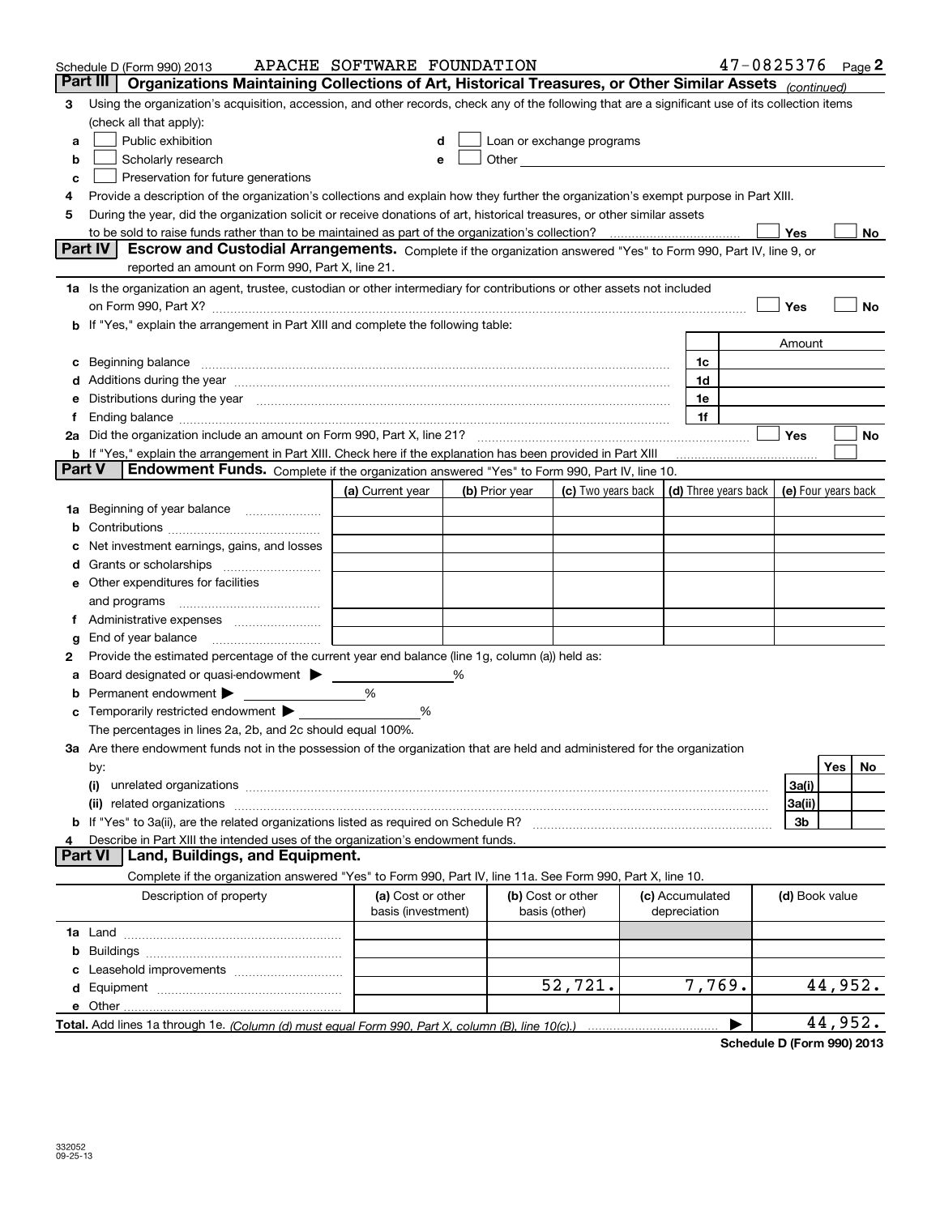Schedule D (Form 990) 2013 APACHE SOFTWARE FOUNDATION 47-0825376 Page 2

## Part III | Organizations Maintaining Collections of Art, Historical Treasures, or Other Similar Assets *(continued)*

3 Using the organization's acquisition, accession, and other records, check any of the following that are a significant use of its collection items (check all that apply):

a ☐ Public exhibition
b ☐ Scholarly research
c ☐ Preservation for future generations
d ☐ Loan or exchange programs
e ☐ Other

4 Provide a description of the organization's collections and explain how they further the organization's exempt purpose in Part XIII.

5 During the year, did the organization solicit or receive donations of art, historical treasures, or other similar assets to be sold to raise funds rather than to be maintained as part of the organization's collection? ☐ Yes ☐ No

## Part IV | Escrow and Custodial Arrangements.

Complete if the organization answered "Yes" to Form 990, Part IV, line 9, or reported an amount on Form 990, Part X, line 21.

1a Is the organization an agent, trustee, custodian or other intermediary for contributions or other assets not included on Form 990, Part X? ☐ Yes ☐ No

b If "Yes," explain the arrangement in Part XIII and complete the following table:

| | | Amount |
|---|---|---|
| c Beginning balance | 1c | |
| d Additions during the year | 1d | |
| e Distributions during the year | 1e | |
| f Ending balance | 1f | |

2a Did the organization include an amount on Form 990, Part X, line 21? ☐ Yes ☐ No

b If "Yes," explain the arrangement in Part XIII. Check here if the explanation has been provided in Part XIII ☐

## Part V | Endowment Funds.

Complete if the organization answered "Yes" to Form 990, Part IV, line 10.

| | (a) Current year | (b) Prior year | (c) Two years back | (d) Three years back | (e) Four years back |
|---|---|---|---|---|---|
| 1a Beginning of year balance | | | | | |
| b Contributions | | | | | |
| c Net investment earnings, gains, and losses | | | | | |
| d Grants or scholarships | | | | | |
| e Other expenditures for facilities and programs | | | | | |
| f Administrative expenses | | | | | |
| g End of year balance | | | | | |

2 Provide the estimated percentage of the current year end balance (line 1g, column (a)) held as:

a Board designated or quasi-endowment ▶ ______ %

b Permanent endowment ▶ ______ %

c Temporarily restricted endowment ▶ ______ %

The percentages in lines 2a, 2b, and 2c should equal 100%.

3a Are there endowment funds not in the possession of the organization that are held and administered for the organization by:

| | | Yes | No |
|---|---|---|---|
| (i) unrelated organizations | 3a(i) | | |
| (ii) related organizations | 3a(ii) | | |
| b If "Yes" to 3a(ii), are the related organizations listed as required on Schedule R? | 3b | | |

4 Describe in Part XIII the intended uses of the organization's endowment funds.

## Part VI | Land, Buildings, and Equipment.

Complete if the organization answered "Yes" to Form 990, Part IV, line 11a. See Form 990, Part X, line 10.

| Description of property | (a) Cost or other basis (investment) | (b) Cost or other basis (other) | (c) Accumulated depreciation | (d) Book value |
|---|---|---|---|---|
| 1a Land | | | | |
| b Buildings | | | | |
| c Leasehold improvements | | | | |
| d Equipment | | 52,721. | 7,769. | 44,952. |
| e Other | | | | |
| **Total.** Add lines 1a through 1e. *(Column (d) must equal Form 990, Part X, column (B), line 10(c).)* | | | | 44,952. |

**Schedule D (Form 990) 2013**

332052
09-25-13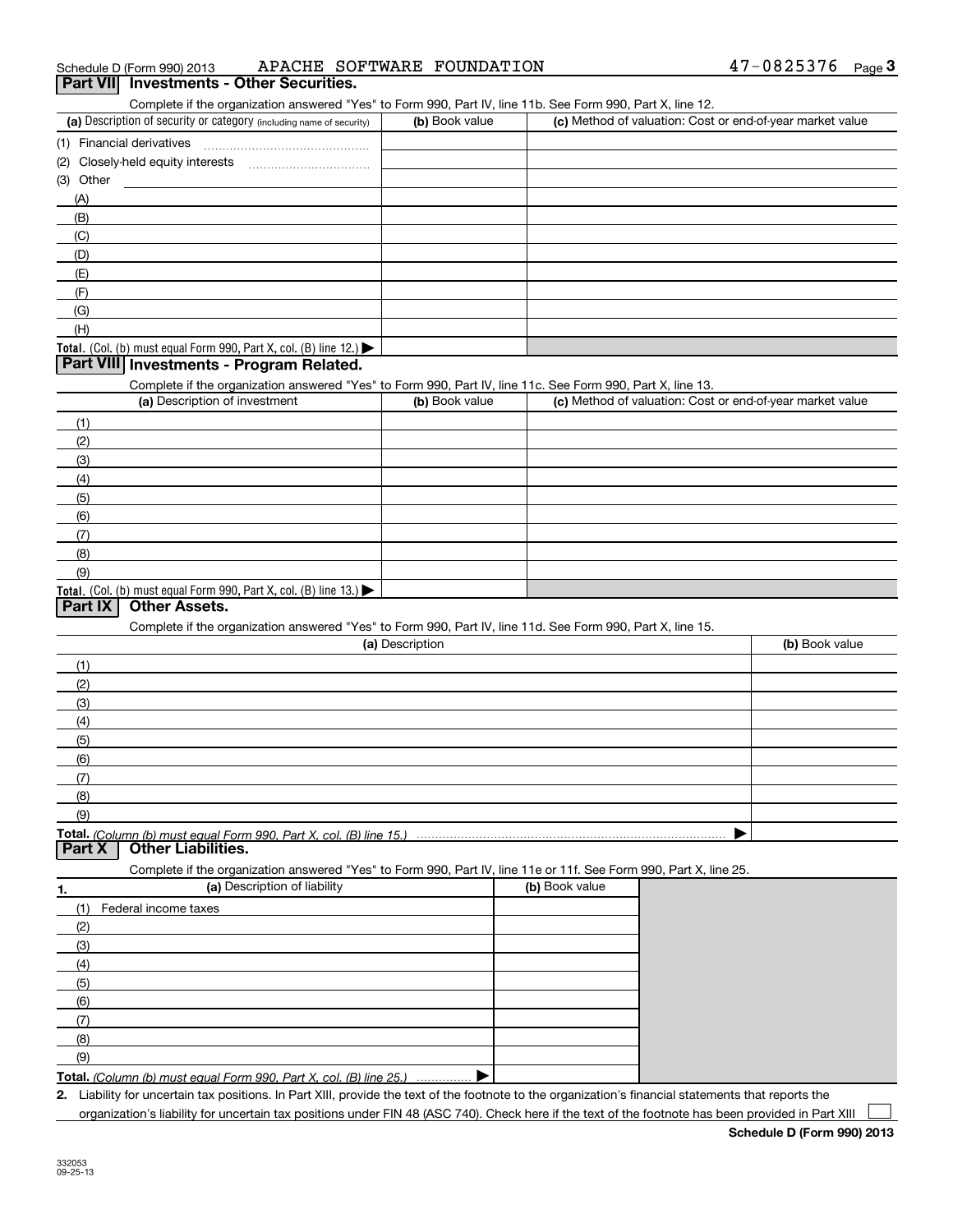Schedule D (Form 990) 2013 APACHE SOFTWARE FOUNDATION 47-0825376

## Part VII Investments - Other Securities.

Complete if the organization answered "Yes" to Form 990, Part IV, line 11b. See Form 990, Part X, line 12.

| (a) Description of security or category (including name of security) | (b) Book value | (c) Method of valuation: Cost or end-of-year market value |
|---|---|---|
| (1) Financial derivatives | | |
| (2) Closely-held equity interests | | |
| (3) Other | | |
| (A) | | |
| (B) | | |
| (C) | | |
| (D) | | |
| (E) | | |
| (F) | | |
| (G) | | |
| (H) | | |
| **Total.** (Col. (b) must equal Form 990, Part X, col. (B) line 12.) ▶ | | |

## Part VIII Investments - Program Related.

Complete if the organization answered "Yes" to Form 990, Part IV, line 11c. See Form 990, Part X, line 13.

| (a) Description of investment | (b) Book value | (c) Method of valuation: Cost or end-of-year market value |
|---|---|---|
| (1) | | |
| (2) | | |
| (3) | | |
| (4) | | |
| (5) | | |
| (6) | | |
| (7) | | |
| (8) | | |
| (9) | | |
| **Total.** (Col. (b) must equal Form 990, Part X, col. (B) line 13.) ▶ | | |

## Part IX Other Assets.

Complete if the organization answered "Yes" to Form 990, Part IV, line 11d. See Form 990, Part X, line 15.

| (a) Description | (b) Book value |
|---|---|
| (1) | |
| (2) | |
| (3) | |
| (4) | |
| (5) | |
| (6) | |
| (7) | |
| (8) | |
| (9) | |
| **Total.** *(Column (b) must equal Form 990, Part X, col. (B) line 15.)* ▶ | |

## Part X Other Liabilities.

Complete if the organization answered "Yes" to Form 990, Part IV, line 11e or 11f. See Form 990, Part X, line 25.

| 1. (a) Description of liability | (b) Book value |
|---|---|
| (1) Federal income taxes | |
| (2) | |
| (3) | |
| (4) | |
| (5) | |
| (6) | |
| (7) | |
| (8) | |
| (9) | |
| **Total.** *(Column (b) must equal Form 990, Part X, col. (B) line 25.)* ▶ | |

**2.** Liability for uncertain tax positions. In Part XIII, provide the text of the footnote to the organization's financial statements that reports the organization's liability for uncertain tax positions under FIN 48 (ASC 740). Check here if the text of the footnote has been provided in Part XIII ☐

**Schedule D (Form 990) 2013**

332053
09-25-13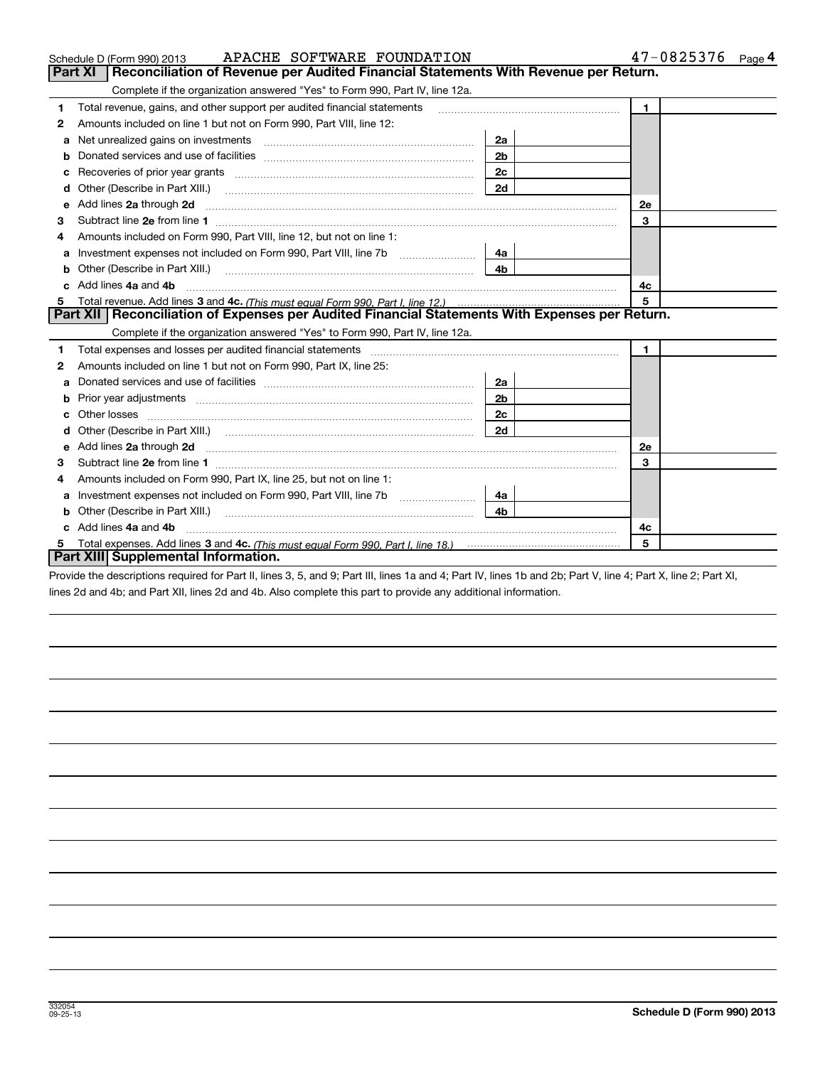Schedule D (Form 990) 2013 APACHE SOFTWARE FOUNDATION 47-0825376 Page 4

## Part XI Reconciliation of Revenue per Audited Financial Statements With Revenue per Return.

Complete if the organization answered "Yes" to Form 990, Part IV, line 12a.

| | | | | | |
|---|---|---|---|---|---|
| 1 | Total revenue, gains, and other support per audited financial statements | | | 1 | |
| 2 | Amounts included on line 1 but not on Form 990, Part VIII, line 12: | | | | |
| a | Net unrealized gains on investments | 2a | | | |
| b | Donated services and use of facilities | 2b | | | |
| c | Recoveries of prior year grants | 2c | | | |
| d | Other (Describe in Part XIII.) | 2d | | | |
| e | Add lines **2a** through **2d** | | | 2e | |
| 3 | Subtract line **2e** from line **1** | | | 3 | |
| 4 | Amounts included on Form 990, Part VIII, line 12, but not on line 1: | | | | |
| a | Investment expenses not included on Form 990, Part VIII, line 7b | 4a | | | |
| b | Other (Describe in Part XIII.) | 4b | | | |
| c | Add lines **4a** and **4b** | | | 4c | |
| 5 | Total revenue. Add lines **3** and **4c.** *(This must equal Form 990, Part I, line 12.)* | | | 5 | |

## Part XII Reconciliation of Expenses per Audited Financial Statements With Expenses per Return.

Complete if the organization answered "Yes" to Form 990, Part IV, line 12a.

| | | | | | |
|---|---|---|---|---|---|
| 1 | Total expenses and losses per audited financial statements | | | 1 | |
| 2 | Amounts included on line 1 but not on Form 990, Part IX, line 25: | | | | |
| a | Donated services and use of facilities | 2a | | | |
| b | Prior year adjustments | 2b | | | |
| c | Other losses | 2c | | | |
| d | Other (Describe in Part XIII.) | 2d | | | |
| e | Add lines **2a** through **2d** | | | 2e | |
| 3 | Subtract line **2e** from line **1** | | | 3 | |
| 4 | Amounts included on Form 990, Part IX, line 25, but not on line 1: | | | | |
| a | Investment expenses not included on Form 990, Part VIII, line 7b | 4a | | | |
| b | Other (Describe in Part XIII.) | 4b | | | |
| c | Add lines **4a** and **4b** | | | 4c | |
| 5 | Total expenses. Add lines **3** and **4c.** *(This must equal Form 990, Part I, line 18.)* | | | 5 | |

## Part XIII Supplemental Information.

Provide the descriptions required for Part II, lines 3, 5, and 9; Part III, lines 1a and 4; Part IV, lines 1b and 2b; Part V, line 4; Part X, line 2; Part XI, lines 2d and 4b; and Part XII, lines 2d and 4b. Also complete this part to provide any additional information.

332054
09-25-13

Schedule D (Form 990) 2013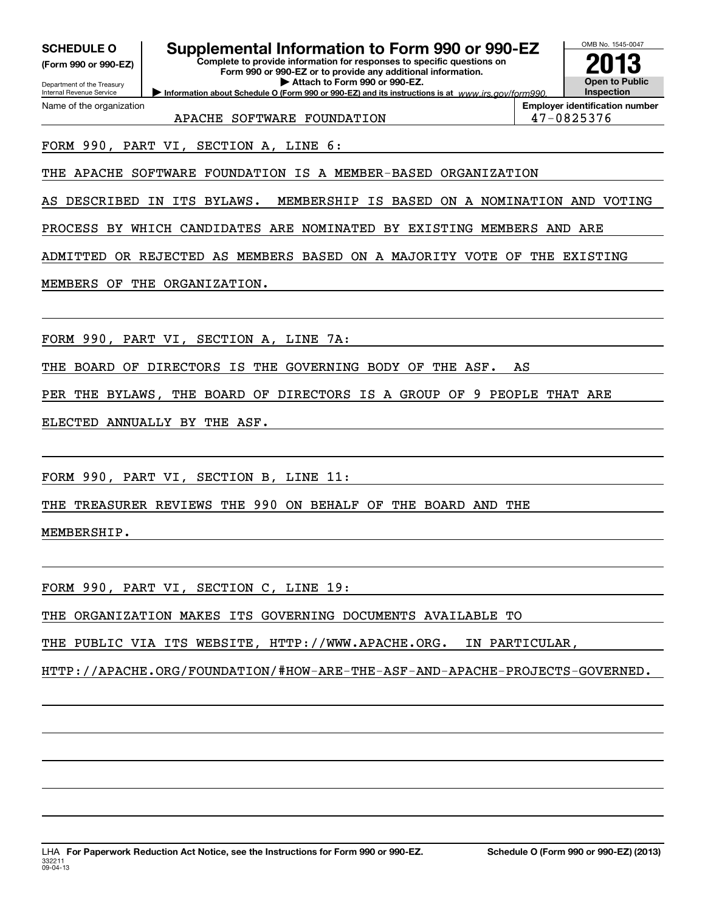**SCHEDULE O**
**(Form 990 or 990-EZ)**

Department of the Treasury
Internal Revenue Service

# Supplemental Information to Form 990 or 990-EZ

**Complete to provide information for responses to specific questions on Form 990 or 990-EZ or to provide any additional information.**
**▶ Attach to Form 990 or 990-EZ.**
**▶ Information about Schedule O (Form 990 or 990-EZ) and its instructions is at** *www.irs.gov/form990.*

OMB No. 1545-0047
**2013**
**Open to Public Inspection**

| Name of the organization | Employer identification number |
|---|---|
| APACHE SOFTWARE FOUNDATION | 47-0825376 |

FORM 990, PART VI, SECTION A, LINE 6:

THE APACHE SOFTWARE FOUNDATION IS A MEMBER-BASED ORGANIZATION AS DESCRIBED IN ITS BYLAWS. MEMBERSHIP IS BASED ON A NOMINATION AND VOTING PROCESS BY WHICH CANDIDATES ARE NOMINATED BY EXISTING MEMBERS AND ARE ADMITTED OR REJECTED AS MEMBERS BASED ON A MAJORITY VOTE OF THE EXISTING MEMBERS OF THE ORGANIZATION.

FORM 990, PART VI, SECTION A, LINE 7A:

THE BOARD OF DIRECTORS IS THE GOVERNING BODY OF THE ASF. AS PER THE BYLAWS, THE BOARD OF DIRECTORS IS A GROUP OF 9 PEOPLE THAT ARE ELECTED ANNUALLY BY THE ASF.

FORM 990, PART VI, SECTION B, LINE 11:

THE TREASURER REVIEWS THE 990 ON BEHALF OF THE BOARD AND THE MEMBERSHIP.

FORM 990, PART VI, SECTION C, LINE 19:

THE ORGANIZATION MAKES ITS GOVERNING DOCUMENTS AVAILABLE TO THE PUBLIC VIA ITS WEBSITE, HTTP://WWW.APACHE.ORG. IN PARTICULAR, HTTP://APACHE.ORG/FOUNDATION/#HOW-ARE-THE-ASF-AND-APACHE-PROJECTS-GOVERNED.

LHA **For Paperwork Reduction Act Notice, see the Instructions for Form 990 or 990-EZ.** **Schedule O (Form 990 or 990-EZ) (2013)**
332211
09-04-13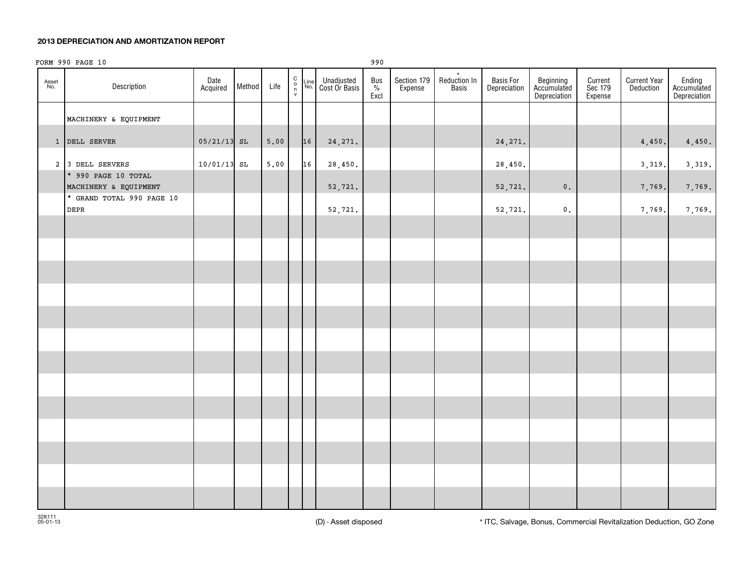## 2013 DEPRECIATION AND AMORTIZATION REPORT

FORM 990 PAGE 10 990

| Asset No. | Description | Date Acquired | Method | Life | C o n v | Line No. | Unadjusted Cost Or Basis | Bus % Excl | Section 179 Expense | * Reduction In Basis | Basis For Depreciation | Beginning Accumulated Depreciation | Current Sec 179 Expense | Current Year Deduction | Ending Accumulated Depreciation |
|---|---|---|---|---|---|---|---|---|---|---|---|---|---|---|---|
| | MACHINERY & EQUIPMENT | | | | | | | | | | | | | | |
| 1 | DELL SERVER | 05/21/13 | SL | 5.00 | | 16 | 24,271. | | | | 24,271. | | | 4,450. | 4,450. |
| 2 | 3 DELL SERVERS | 10/01/13 | SL | 5.00 | | 16 | 28,450. | | | | 28,450. | | | 3,319. | 3,319. |
| | * 990 PAGE 10 TOTAL MACHINERY & EQUIPMENT | | | | | | 52,721. | | | | 52,721. | 0. | | 7,769. | 7,769. |
| | * GRAND TOTAL 990 PAGE 10 DEPR | | | | | | 52,721. | | | | 52,721. | 0. | | 7,769. | 7,769. |

328111 05-01-13

(D) - Asset disposed

* ITC, Salvage, Bonus, Commercial Revitalization Deduction, GO Zone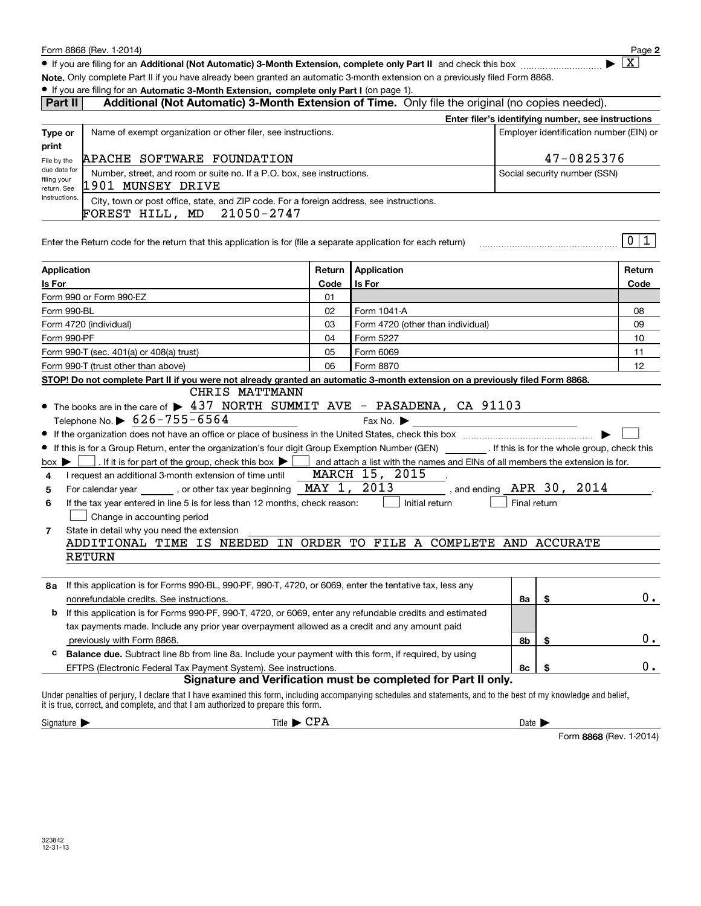Form 8868 (Rev. 1-2014)

- If you are filing for an **Additional (Not Automatic) 3-Month Extension, complete only Part II** and check this box ▶ [X]

**Note.** Only complete Part II if you have already been granted an automatic 3-month extension on a previously filed Form 8868.

- If you are filing for an **Automatic 3-Month Extension, complete only Part I** (on page 1).

## Part II Additional (Not Automatic) 3-Month Extension of Time. Only file the original (no copies needed).

**Enter filer's identifying number, see instructions**

| Type or print | | |
|---|---|---|
| File by the due date for filing your return. See instructions. | Name of exempt organization or other filer, see instructions.<br>APACHE SOFTWARE FOUNDATION | Employer identification number (EIN) or<br>47-0825376 |
| | Number, street, and room or suite no. If a P.O. box, see instructions.<br>1901 MUNSEY DRIVE | Social security number (SSN) |
| | City, town or post office, state, and ZIP code. For a foreign address, see instructions.<br>FOREST HILL, MD 21050-2747 | |

Enter the Return code for the return that this application is for (file a separate application for each return) 0 1

| Application Is For | Return Code | Application Is For | Return Code |
|---|---|---|---|
| Form 990 or Form 990-EZ | 01 | | |
| Form 990-BL | 02 | Form 1041-A | 08 |
| Form 4720 (individual) | 03 | Form 4720 (other than individual) | 09 |
| Form 990-PF | 04 | Form 5227 | 10 |
| Form 990-T (sec. 401(a) or 408(a) trust) | 05 | Form 6069 | 11 |
| Form 990-T (trust other than above) | 06 | Form 8870 | 12 |

**STOP! Do not complete Part II if you were not already granted an automatic 3-month extension on a previously filed Form 8868.**

- The books are in the care of ▶ CHRIS MATTMANN 437 NORTH SUMMIT AVE - PASADENA, CA 91103
  Telephone No. ▶ 626-755-6564 Fax No. ▶
- If the organization does not have an office or place of business in the United States, check this box ▶ [ ]
- If this is for a Group Return, enter the organization's four digit Group Exemption Number (GEN) ______ . If this is for the whole group, check this box ▶ [ ] . If it is for part of the group, check this box ▶ [ ] and attach a list with the names and EINs of all members the extension is for.

4 I request an additional 3-month extension of time until MARCH 15, 2015 .

5 For calendar year ______ , or other tax year beginning MAY 1, 2013 , and ending APR 30, 2014 .

6 If the tax year entered in line 5 is for less than 12 months, check reason: [ ] Initial return [ ] Final return [ ] Change in accounting period

7 State in detail why you need the extension
ADDITIONAL TIME IS NEEDED IN ORDER TO FILE A COMPLETE AND ACCURATE RETURN

| | | | |
|---|---|---|---|
| **8a** | If this application is for Forms 990-BL, 990-PF, 990-T, 4720, or 6069, enter the tentative tax, less any nonrefundable credits. See instructions. | 8a | $ 0. |
| **b** | If this application is for Forms 990-PF, 990-T, 4720, or 6069, enter any refundable credits and estimated tax payments made. Include any prior year overpayment allowed as a credit and any amount paid previously with Form 8868. | 8b | $ 0. |
| **c** | **Balance due.** Subtract line 8b from line 8a. Include your payment with this form, if required, by using EFTPS (Electronic Federal Tax Payment System). See instructions. | 8c | $ 0. |

**Signature and Verification must be completed for Part II only.**

Under penalties of perjury, I declare that I have examined this form, including accompanying schedules and statements, and to the best of my knowledge and belief, it is true, correct, and complete, and that I am authorized to prepare this form.

Signature ▶ Title ▶ CPA Date ▶

Form **8868** (Rev. 1-2014)

323842 12-31-13